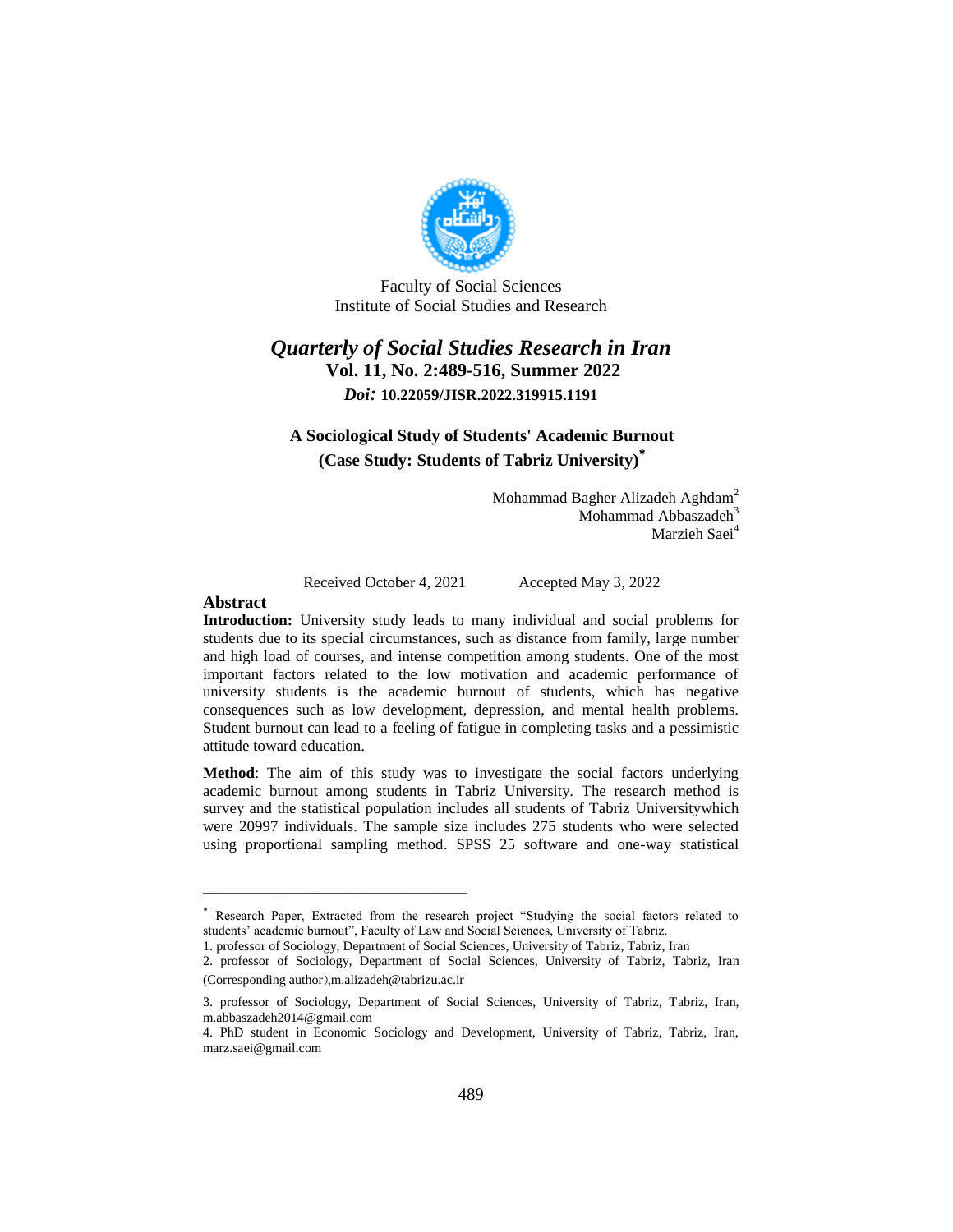Faculty of Social Sciences
Institute of Social Studies and Research

# *Quarterly of Social Studies Research in Iran*

**Vol. 11, No. 2:489-516, Summer 2022**

***Doi:* 10.22059/JISR.2022.319915.1191**

## A Sociological Study of Students' Academic Burnout (Case Study: Students of Tabriz University)*

Mohammad Bagher Alizadeh Aghdam[2]
Mohammad Abbaszadeh[3]
Marzieh Saei[4]

Received October 4, 2021 Accepted May 3, 2022

### Abstract

**Introduction:** University study leads to many individual and social problems for students due to its special circumstances, such as distance from family, large number and high load of courses, and intense competition among students. One of the most important factors related to the low motivation and academic performance of university students is the academic burnout of students, which has negative consequences such as low development, depression, and mental health problems. Student burnout can lead to a feeling of fatigue in completing tasks and a pessimistic attitude toward education.

**Method**: The aim of this study was to investigate the social factors underlying academic burnout among students in Tabriz University. The research method is survey and the statistical population includes all students of Tabriz Universitywhich were 20997 individuals. The sample size includes 275 students who were selected using proportional sampling method. SPSS 25 software and one-way statistical

---

* Research Paper, Extracted from the research project "Studying the social factors related to students' academic burnout", Faculty of Law and Social Sciences, University of Tabriz.

1. professor of Sociology, Department of Social Sciences, University of Tabriz, Tabriz, Iran

2. professor of Sociology, Department of Social Sciences, University of Tabriz, Tabriz, Iran (Corresponding author),m.alizadeh@tabrizu.ac.ir

3. professor of Sociology, Department of Social Sciences, University of Tabriz, Tabriz, Iran, m.abbaszadeh2014@gmail.com

4. PhD student in Economic Sociology and Development, University of Tabriz, Tabriz, Iran, marz.saei@gmail.com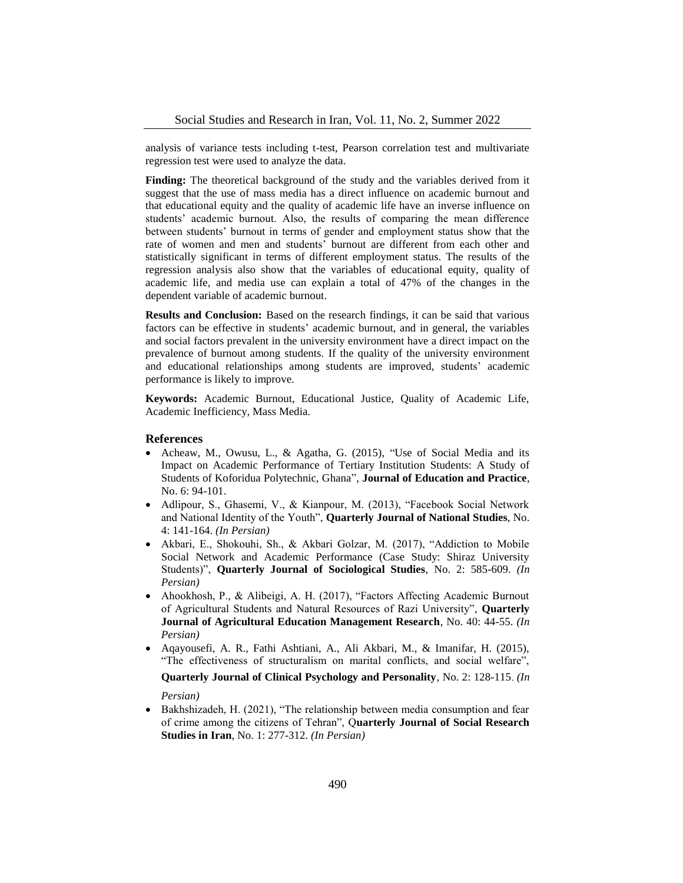analysis of variance tests including t-test, Pearson correlation test and multivariate regression test were used to analyze the data.

**Finding:** The theoretical background of the study and the variables derived from it suggest that the use of mass media has a direct influence on academic burnout and that educational equity and the quality of academic life have an inverse influence on students' academic burnout. Also, the results of comparing the mean difference between students' burnout in terms of gender and employment status show that the rate of women and men and students' burnout are different from each other and statistically significant in terms of different employment status. The results of the regression analysis also show that the variables of educational equity, quality of academic life, and media use can explain a total of 47% of the changes in the dependent variable of academic burnout.

**Results and Conclusion:** Based on the research findings, it can be said that various factors can be effective in students' academic burnout, and in general, the variables and social factors prevalent in the university environment have a direct impact on the prevalence of burnout among students. If the quality of the university environment and educational relationships among students are improved, students' academic performance is likely to improve.

**Keywords:** Academic Burnout, Educational Justice, Quality of Academic Life, Academic Inefficiency, Mass Media.

## References

- Acheaw, M., Owusu, L., & Agatha, G. (2015), "Use of Social Media and its Impact on Academic Performance of Tertiary Institution Students: A Study of Students of Koforidua Polytechnic, Ghana", **Journal of Education and Practice**, No. 6: 94-101.
- Adlipour, S., Ghasemi, V., & Kianpour, M. (2013), "Facebook Social Network and National Identity of the Youth", **Quarterly Journal of National Studies**, No. 4: 141-164. *(In Persian)*
- Akbari, E., Shokouhi, Sh., & Akbari Golzar, M. (2017), "Addiction to Mobile Social Network and Academic Performance (Case Study: Shiraz University Students)", **Quarterly Journal of Sociological Studies**, No. 2: 585-609. *(In Persian)*
- Ahookhosh, P., & Alibeigi, A. H. (2017), "Factors Affecting Academic Burnout of Agricultural Students and Natural Resources of Razi University", **Quarterly Journal of Agricultural Education Management Research**, No. 40: 44-55. *(In Persian)*
- Aqayousefi, A. R., Fathi Ashtiani, A., Ali Akbari, M., & Imanifar, H. (2015), "The effectiveness of structuralism on marital conflicts, and social welfare", **Quarterly Journal of Clinical Psychology and Personality**, No. 2: 128-115. *(In Persian)*
- Bakhshizadeh, H. (2021), "The relationship between media consumption and fear of crime among the citizens of Tehran", **Quarterly Journal of Social Research Studies in Iran**, No. 1: 277-312. *(In Persian)*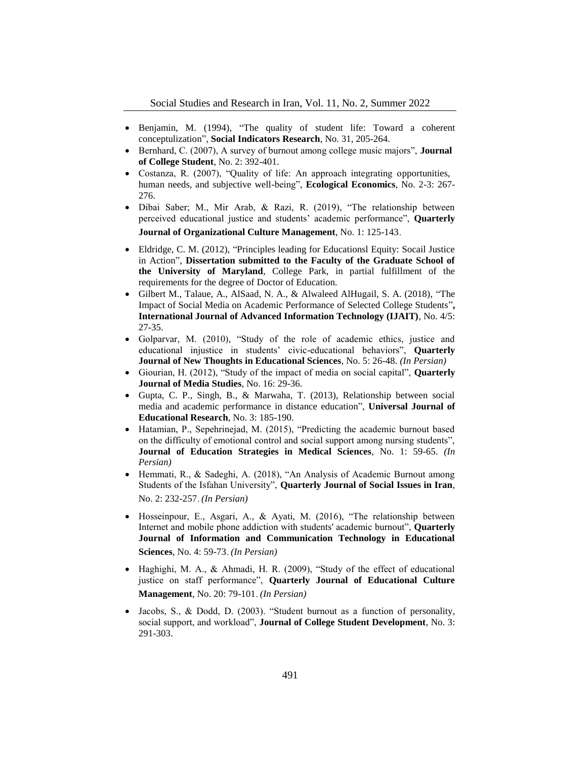- Benjamin, M. (1994), "The quality of student life: Toward a coherent conceptulization", **Social Indicators Research**, No. 31, 205-264.
- Bernhard, C. (2007), A survey of burnout among college music majors", **Journal of College Student**, No. 2: 392-401.
- Costanza, R. (2007), "Quality of life: An approach integrating opportunities, human needs, and subjective well-being", **Ecological Economics**, No. 2-3: 267-276.
- Dibai Saber; M., Mir Arab, & Razi, R. (2019), "The relationship between perceived educational justice and students' academic performance", **Quarterly Journal of Organizational Culture Management**, No. 1: 125-143.
- Eldridge, C. M. (2012), "Principles leading for Educationsl Equity: Socail Justice in Action", **Dissertation submitted to the Faculty of the Graduate School of the University of Maryland**, College Park, in partial fulfillment of the requirements for the degree of Doctor of Education.
- Gilbert M., Talaue, A., AlSaad, N. A., & Alwaleed AlHugail, S. A. (2018), "The Impact of Social Media on Academic Performance of Selected College Students"**, International Journal of Advanced Information Technology (IJAIT)**, No. 4/5: 27-35.
- Golparvar, M. (2010), "Study of the role of academic ethics, justice and educational injustice in students' civic-educational behaviors", **Quarterly Journal of New Thoughts in Educational Sciences**, No. 5: 26-48. *(In Persian)*
- Giourian, H. (2012), "Study of the impact of media on social capital", **Quarterly Journal of Media Studies**, No. 16: 29-36.
- Gupta, C. P., Singh, B., & Marwaha, T. (2013), Relationship between social media and academic performance in distance education", **Universal Journal of Educational Research**, No. 3: 185-190.
- Hatamian, P., Sepehrinejad, M. (2015), "Predicting the academic burnout based on the difficulty of emotional control and social support among nursing students", **Journal of Education Strategies in Medical Sciences**, No. 1: 59-65. *(In Persian)*
- Hemmati, R., & Sadeghi, A. (2018), "An Analysis of Academic Burnout among Students of the Isfahan University", **Quarterly Journal of Social Issues in Iran**, No. 2: 232-257. *(In Persian)*
- Hosseinpour, E., Asgari, A., & Ayati, M. (2016), "The relationship between Internet and mobile phone addiction with students' academic burnout", **Quarterly Journal of Information and Communication Technology in Educational Sciences**, No. 4: 59-73. *(In Persian)*
- Haghighi, M. A., & Ahmadi, H. R. (2009), "Study of the effect of educational justice on staff performance", **Quarterly Journal of Educational Culture Management**, No. 20: 79-101. *(In Persian)*
- Jacobs, S., & Dodd, D. (2003). "Student burnout as a function of personality, social support, and workload", **Journal of College Student Development**, No. 3: 291-303.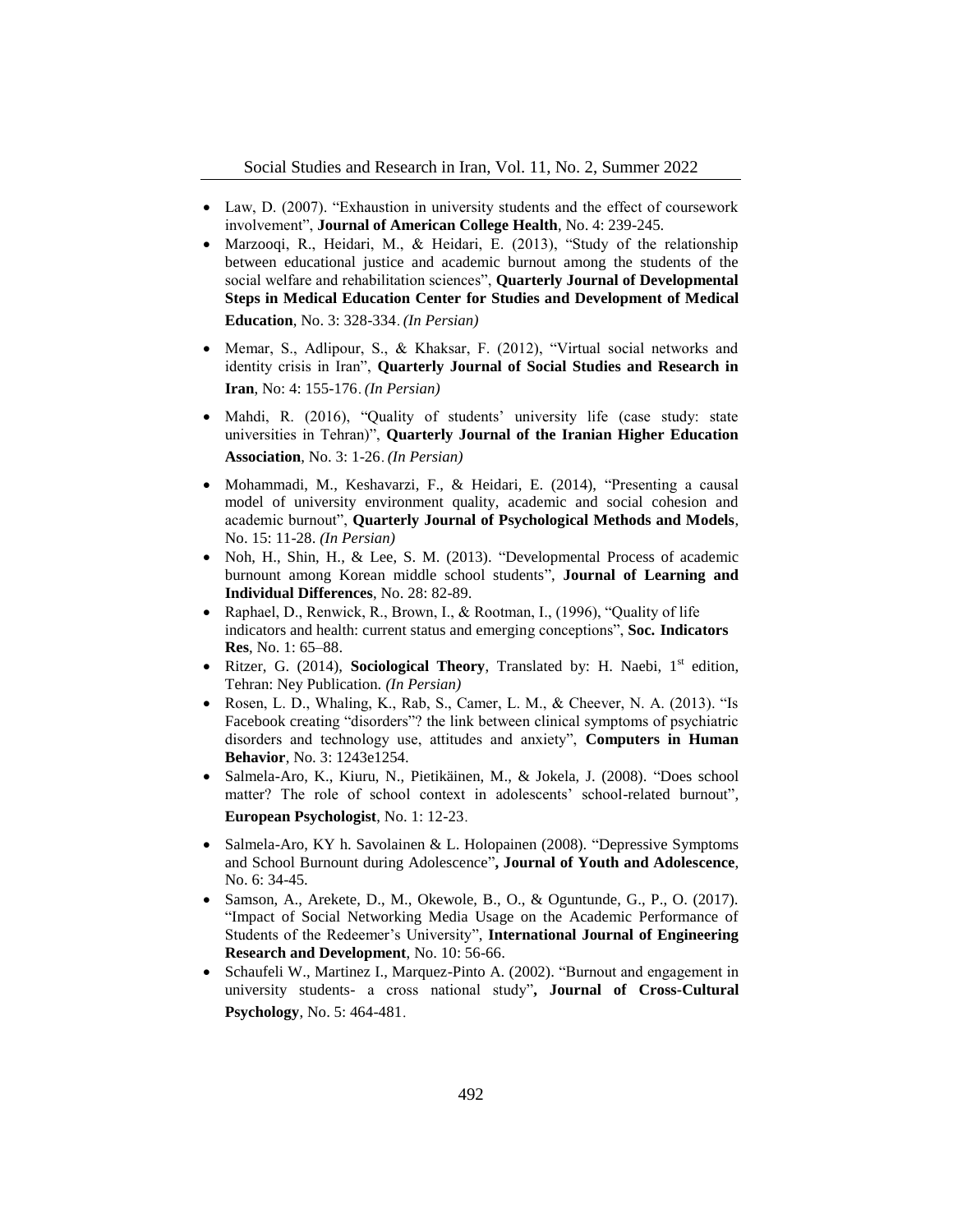- Law, D. (2007). “Exhaustion in university students and the effect of coursework involvement”, **Journal of American College Health**, No. 4: 239-245.
- Marzooqi, R., Heidari, M., & Heidari, E. (2013), “Study of the relationship between educational justice and academic burnout among the students of the social welfare and rehabilitation sciences”, **Quarterly Journal of Developmental Steps in Medical Education Center for Studies and Development of Medical Education**, No. 3: 328-334. *(In Persian)*
- Memar, S., Adlipour, S., & Khaksar, F. (2012), “Virtual social networks and identity crisis in Iran”, **Quarterly Journal of Social Studies and Research in Iran**, No: 4: 155-176. *(In Persian)*
- Mahdi, R. (2016), “Quality of students’ university life (case study: state universities in Tehran)”, **Quarterly Journal of the Iranian Higher Education Association**, No. 3: 1-26. *(In Persian)*
- Mohammadi, M., Keshavarzi, F., & Heidari, E. (2014), “Presenting a causal model of university environment quality, academic and social cohesion and academic burnout”, **Quarterly Journal of Psychological Methods and Models**, No. 15: 11-28. *(In Persian)*
- Noh, H., Shin, H., & Lee, S. M. (2013). “Developmental Process of academic burnount among Korean middle school students”, **Journal of Learning and Individual Differences**, No. 28: 82-89.
- Raphael, D., Renwick, R., Brown, I., & Rootman, I., (1996), “Quality of life indicators and health: current status and emerging conceptions”, **Soc. Indicators Res**, No. 1: 65–88.
- Ritzer, G. (2014), **Sociological Theory**, Translated by: H. Naebi, 1st edition, Tehran: Ney Publication. *(In Persian)*
- Rosen, L. D., Whaling, K., Rab, S., Camer, L. M., & Cheever, N. A. (2013). “Is Facebook creating “disorders”? the link between clinical symptoms of psychiatric disorders and technology use, attitudes and anxiety”, **Computers in Human Behavior**, No. 3: 1243e1254.
- Salmela-Aro, K., Kiuru, N., Pietikäinen, M., & Jokela, J. (2008). “Does school matter? The role of school context in adolescents’ school-related burnout”, **European Psychologist**, No. 1: 12-23.
- Salmela-Aro, KY h. Savolainen & L. Holopainen (2008). “Depressive Symptoms and School Burnount during Adolescence”**, Journal of Youth and Adolescence**, No. 6: 34-45.
- Samson, A., Arekete, D., M., Okewole, B., O., & Oguntunde, G., P., O. (2017). “Impact of Social Networking Media Usage on the Academic Performance of Students of the Redeemer’s University”, **International Journal of Engineering Research and Development**, No. 10: 56-66.
- Schaufeli W., Martinez I., Marquez-Pinto A. (2002). “Burnout and engagement in university students- a cross national study”**, Journal of Cross-Cultural Psychology**, No. 5: 464-481.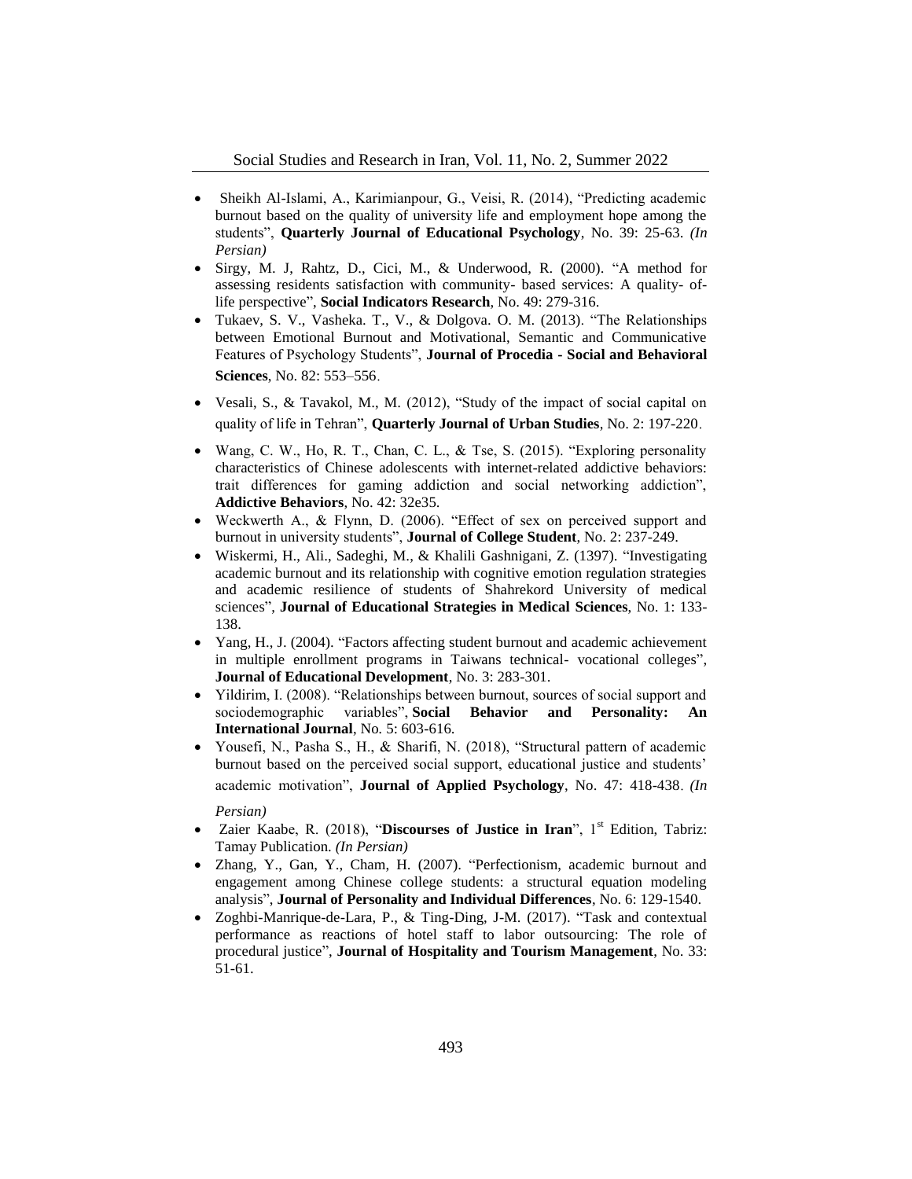- Sheikh Al-Islami, A., Karimianpour, G., Veisi, R. (2014), "Predicting academic burnout based on the quality of university life and employment hope among the students", **Quarterly Journal of Educational Psychology**, No. 39: 25-63. *(In Persian)*
- Sirgy, M. J, Rahtz, D., Cici, M., & Underwood, R. (2000). "A method for assessing residents satisfaction with community- based services: A quality- of-life perspective", **Social Indicators Research**, No. 49: 279-316.
- Tukaev, S. V., Vasheka. T., V., & Dolgova. O. M. (2013). "The Relationships between Emotional Burnout and Motivational, Semantic and Communicative Features of Psychology Students", **Journal of Procedia - Social and Behavioral Sciences**, No. 82: 553–556.
- Vesali, S., & Tavakol, M., M. (2012), "Study of the impact of social capital on quality of life in Tehran", **Quarterly Journal of Urban Studies**, No. 2: 197-220.
- Wang, C. W., Ho, R. T., Chan, C. L., & Tse, S. (2015). "Exploring personality characteristics of Chinese adolescents with internet-related addictive behaviors: trait differences for gaming addiction and social networking addiction", **Addictive Behaviors**, No. 42: 32e35.
- Weckwerth A., & Flynn, D. (2006). "Effect of sex on perceived support and burnout in university students", **Journal of College Student**, No. 2: 237-249.
- Wiskermi, H., Ali., Sadeghi, M., & Khalili Gashnigani, Z. (1397). "Investigating academic burnout and its relationship with cognitive emotion regulation strategies and academic resilience of students of Shahrekord University of medical sciences", **Journal of Educational Strategies in Medical Sciences**, No. 1: 133-138.
- Yang, H., J. (2004). "Factors affecting student burnout and academic achievement in multiple enrollment programs in Taiwans technical- vocational colleges", **Journal of Educational Development**, No. 3: 283-301.
- Yildirim, I. (2008). "Relationships between burnout, sources of social support and sociodemographic variables", **Social Behavior and Personality: An International Journal**, No. 5: 603-616.
- Yousefi, N., Pasha S., H., & Sharifi, N. (2018), "Structural pattern of academic burnout based on the perceived social support, educational justice and students' academic motivation", **Journal of Applied Psychology**, No. 47: 418-438. *(In Persian)*
- Zaier Kaabe, R. (2018), "**Discourses of Justice in Iran**", 1st Edition, Tabriz: Tamay Publication. *(In Persian)*
- Zhang, Y., Gan, Y., Cham, H. (2007). "Perfectionism, academic burnout and engagement among Chinese college students: a structural equation modeling analysis", **Journal of Personality and Individual Differences**, No. 6: 129-1540.
- Zoghbi-Manrique-de-Lara, P., & Ting-Ding, J-M. (2017). "Task and contextual performance as reactions of hotel staff to labor outsourcing: The role of procedural justice", **Journal of Hospitality and Tourism Management**, No. 33: 51-61.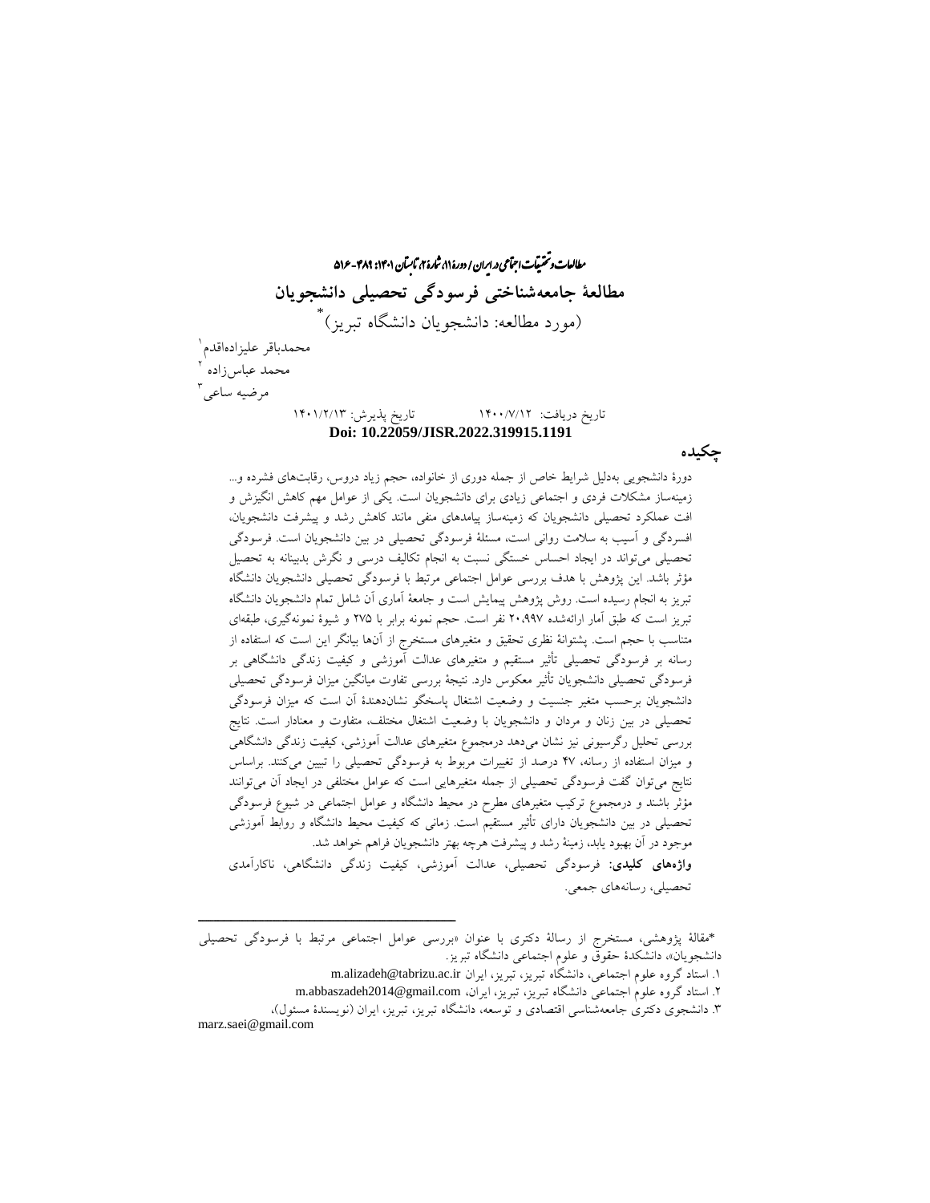# مطالعهٔ جامعه‌شناختی فرسودگی تحصیلی دانشجویان

(مورد مطالعه: دانشجویان دانشگاه تبریز)*

محمدباقر علیزاده‌اقدم[1]

محمد عباس‌زاده[2]

مرضیه ساعی[3]

تاریخ دریافت: ۱۴۰۰/۷/۱۲ &nbsp;&nbsp;&nbsp;&nbsp;&nbsp; تاریخ پذیرش: ۱۴۰۱/۲/۱۳

**Doi: 10.22059/JISR.2022.319915.1191**

## چکیده

دورهٔ دانشجویی به‌دلیل شرایط خاص از جمله دوری از خانواده، حجم زیاد دروس، رقابت‌های فشرده و... زمینه‌ساز مشکلات فردی و اجتماعی زیادی برای دانشجویان است. یکی از عوامل مهم کاهش انگیزش و افت عملکرد تحصیلی دانشجویان که زمینه‌ساز پیامدهای منفی مانند کاهش رشد و پیشرفت دانشجویان، افسردگی و آسیب به سلامت روانی است، مسئلهٔ فرسودگی تحصیلی در بین دانشجویان است. فرسودگی تحصیلی می‌تواند در ایجاد احساس خستگی نسبت به انجام تکالیف درسی و نگرش بدبینانه به تحصیل مؤثر باشد. این پژوهش با هدف بررسی عوامل اجتماعی مرتبط با فرسودگی تحصیلی دانشجویان دانشگاه تبریز به انجام رسیده است. روش پژوهش پیمایش است و جامعهٔ آماری آن شامل تمام دانشجویان دانشگاه تبریز است که طبق آمار ارائه‌شده ۲۰،۹۹۷ نفر است. حجم نمونه برابر با ۲۷۵ و شیوهٔ نمونه‌گیری، طبقه‌ای متناسب با حجم است. پشتوانهٔ نظری تحقیق و متغیرهای مستخرج از آن‌ها بیانگر این است که استفاده از رسانه بر فرسودگی تحصیلی تأثیر مستقیم و متغیرهای عدالت آموزشی و کیفیت زندگی دانشگاهی بر فرسودگی تحصیلی دانشجویان تأثیر معکوس دارد. نتیجهٔ بررسی تفاوت میانگین میزان فرسودگی تحصیلی دانشجویان برحسب متغیر جنسیت و وضعیت اشتغال پاسخگو نشان‌دهندهٔ آن است که میزان فرسودگی تحصیلی در بین زنان و مردان و دانشجویان با وضعیت اشتغال مختلف، متفاوت و معنادار است. نتایج بررسی تحلیل رگرسیونی نیز نشان می‌دهد درمجموع متغیرهای عدالت آموزشی، کیفیت زندگی دانشگاهی و میزان استفاده از رسانه، ۴۷ درصد از تغییرات مربوط به فرسودگی تحصیلی را تبیین می‌کنند. براساس نتایج می‌توان گفت فرسودگی تحصیلی از جمله متغیرهایی است که عوامل مختلفی در ایجاد آن می‌توانند مؤثر باشند و درمجموع ترکیب متغیرهای مطرح در محیط دانشگاه و عوامل اجتماعی در شیوع فرسودگی تحصیلی در بین دانشجویان دارای تأثیر مستقیم است. زمانی که کیفیت محیط دانشگاه و روابط آموزشی موجود در آن بهبود یابد، زمینهٔ رشد و پیشرفت هرچه بهتر دانشجویان فراهم خواهد شد.

**واژه‌های کلیدی:** فرسودگی تحصیلی، عدالت آموزشی، کیفیت زندگی دانشگاهی، ناکارآمدی تحصیلی، رسانه‌های جمعی.

---

*مقالهٔ پژوهشی، مستخرج از رسالهٔ دکتری با عنوان «بررسی عوامل اجتماعی مرتبط با فرسودگی تحصیلی دانشجویان»، دانشکدهٔ حقوق و علوم اجتماعی دانشگاه تبریز.

۱. استاد گروه علوم اجتماعی، دانشگاه تبریز، تبریز، ایران m.alizadeh@tabrizu.ac.ir

۲. استاد گروه علوم اجتماعی دانشگاه تبریز، تبریز، ایران، m.abbaszadeh2014@gmail.com

۳. دانشجوی دکتری جامعه‌شناسی اقتصادی و توسعه، دانشگاه تبریز، تبریز، ایران (نویسندهٔ مسئول)، marz.saei@gmail.com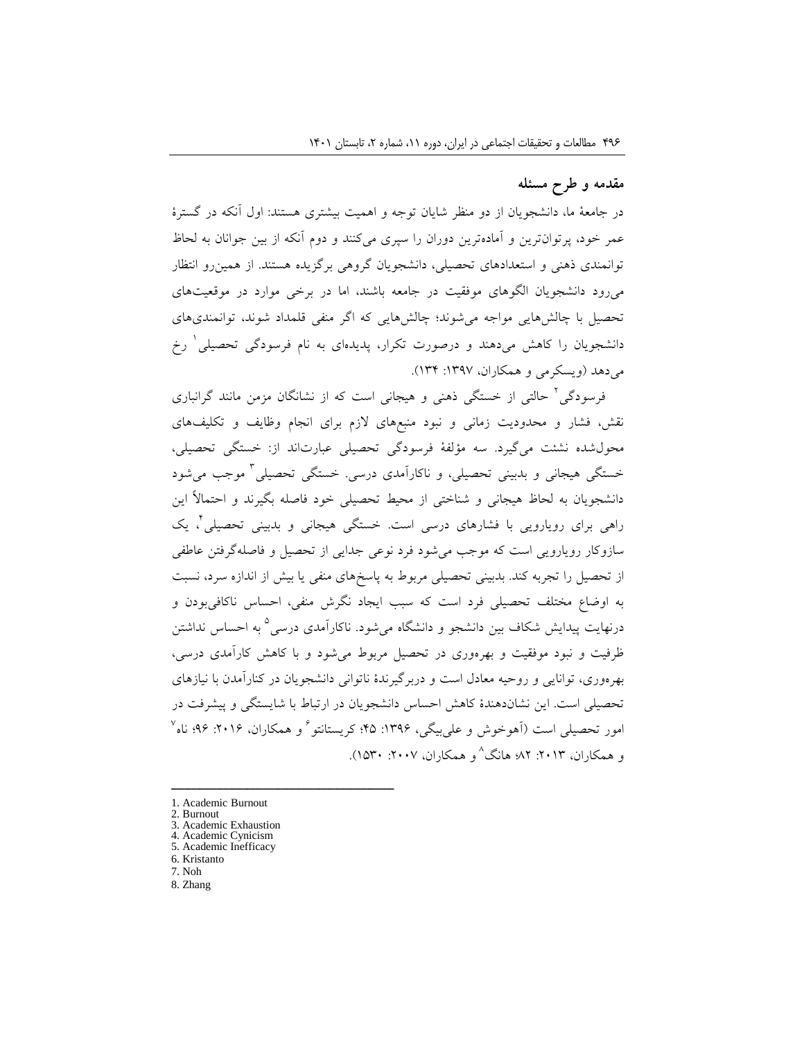## مقدمه و طرح مسئله

در جامعهٔ ما، دانشجویان از دو منظر شایان توجه و اهمیت بیشتری هستند: اول آنکه در گسترهٔ عمر خود، پرتوان‌ترین و آماده‌ترین دوران را سپری می‌کنند و دوم آنکه از بین جوانان به لحاظ توانمندی ذهنی و استعدادهای تحصیلی، دانشجویان گروهی برگزیده هستند. از همین‌رو انتظار می‌رود دانشجویان الگوهای موفقیت در جامعه باشند، اما در برخی موارد در موقعیت‌های تحصیل با چالش‌هایی مواجه می‌شوند؛ چالش‌هایی که اگر منفی قلمداد شوند، توانمندی‌های دانشجویان را کاهش می‌دهند و درصورت تکرار، پدیده‌ای به نام فرسودگی تحصیلی[1] رخ می‌دهد (ویسکرمی و همکاران، ۱۳۹۷: ۱۳۴).

فرسودگی[2] حالتی از خستگی ذهنی و هیجانی است که از نشانگان مزمن مانند گرانباری نقش، فشار و محدودیت زمانی و نبود منبع‌های لازم برای انجام وظایف و تکلیف‌های محول‌شده نشئت می‌گیرد. سه مؤلفهٔ فرسودگی تحصیلی عبارت‌اند از: خستگی تحصیلی، خستگی هیجانی و بدبینی تحصیلی، و ناکارآمدی درسی. خستگی تحصیلی[3] موجب می‌شود دانشجویان به لحاظ هیجانی و شناختی از محیط تحصیلی خود فاصله بگیرند و احتمالاً این راهی برای رویارویی با فشارهای درسی است. خستگی هیجانی و بدبینی تحصیلی[4]، یک سازوکار رویارویی است که موجب می‌شود فرد نوعی جدایی از تحصیل و فاصله‌گرفتن عاطفی از تحصیل را تجربه کند. بدبینی تحصیلی مربوط به پاسخ‌های منفی یا بیش از اندازه سرد، نسبت به اوضاع مختلف تحصیلی فرد است که سبب ایجاد نگرش منفی، احساس ناکافی‌بودن و درنهایت پیدایش شکاف بین دانشجو و دانشگاه می‌شود. ناکارآمدی درسی[5] به احساس نداشتن ظرفیت و نبود موفقیت و بهره‌وری در تحصیل مربوط می‌شود و با کاهش کارآمدی درسی، بهره‌وری، توانایی و روحیه معادل است و دربرگیرندهٔ ناتوانی دانشجویان در کنارآمدن با نیازهای تحصیلی است. این نشان‌دهندهٔ کاهش احساس دانشجویان در ارتباط با شایستگی و پیشرفت در امور تحصیلی است (آهوخوش و علی‌بیگی، ۱۳۹۶: ۴۵؛ کریستانتو[6] و همکاران، ۲۰۱۶: ۹۶؛ ناه[7] و همکاران، ۲۰۱۳: ۸۲؛ هانگ[8] و همکاران، ۲۰۰۷: ۱۵۳۰).

---

1. Academic Burnout
2. Burnout
3. Academic Exhaustion
4. Academic Cynicism
5. Academic Inefficacy
6. Kristanto
7. Noh
8. Zhang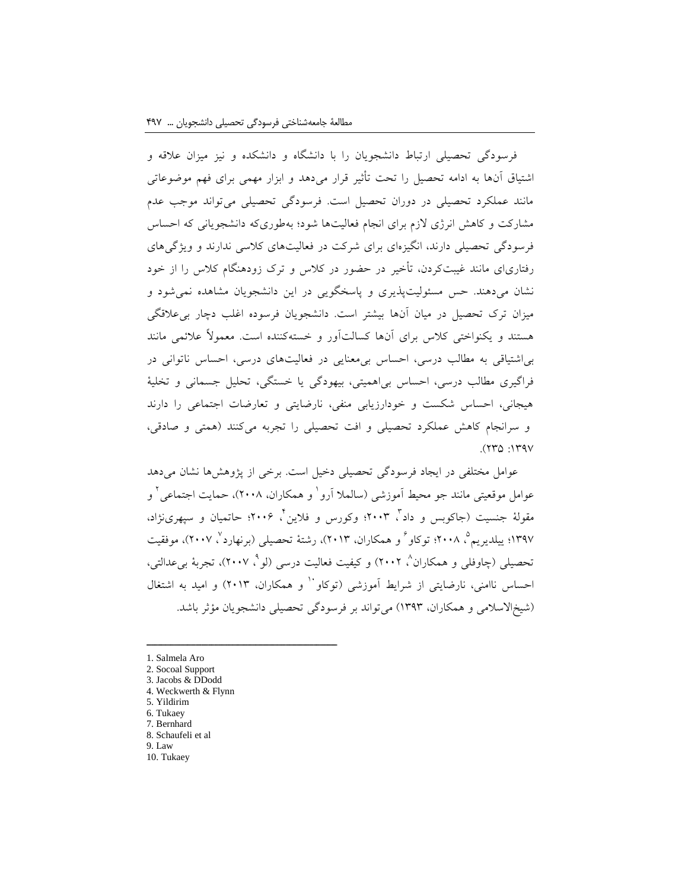فرسودگی تحصیلی ارتباط دانشجویان را با دانشگاه و دانشکده و نیز میزان علاقه و اشتیاق آن‌ها به ادامه تحصیل را تحت تأثیر قرار می‌دهد و ابزار مهمی برای فهم موضوعاتی مانند عملکرد تحصیلی در دوران تحصیل است. فرسودگی تحصیلی می‌تواند موجب عدم مشارکت و کاهش انرژی لازم برای انجام فعالیت‌ها شود؛ به‌طوری‌که دانشجویانی که احساس فرسودگی تحصیلی دارند، انگیزه‌ای برای شرکت در فعالیت‌های کلاسی ندارند و ویژگی‌های رفتاری‌ای مانند غیبت‌کردن، تأخیر در حضور در کلاس و ترک زودهنگام کلاس را از خود نشان می‌دهند. حس مسئولیت‌پذیری و پاسخگویی در این دانشجویان مشاهده نمی‌شود و میزان ترک تحصیل در میان آن‌ها بیشتر است. دانشجویان فرسوده اغلب دچار بی‌علاقگی هستند و یکنواختی کلاس برای آن‌ها کسالت‌آور و خسته‌کننده است. معمولاً علائمی مانند بی‌اشتیاقی به مطالب درسی، احساس بی‌معنایی در فعالیت‌های درسی، احساس ناتوانی در فراگیری مطالب درسی، احساس بی‌اهمیتی، بیهودگی یا خستگی، تحلیل جسمانی و تخلیهٔ هیجانی، احساس شکست و خودارزیابی منفی، نارضایتی و تعارضات اجتماعی را دارند و سرانجام کاهش عملکرد تحصیلی و افت تحصیلی را تجربه می‌کنند (همتی و صادقی، ۱۳۹۷: ۲۳۵).

عوامل مختلفی در ایجاد فرسودگی تحصیلی دخیل است. برخی از پژوهش‌ها نشان می‌دهد عوامل موقعیتی مانند جو محیط آموزشی (سالملا آرو[1] و همکاران، ۲۰۰۸)، حمایت اجتماعی[2] و مقولهٔ جنسیت (جاکوبس و داد[3]، ۲۰۰۳؛ وکورس و فلاین[4]، ۲۰۰۶؛ حاتمیان و سپهری‌نژاد، ۱۳۹۷؛ ییلدیریم[5]، ۲۰۰۸؛ توکاو[6] و همکاران، ۲۰۱۳)، رشتهٔ تحصیلی (برنهارد[7]، ۲۰۰۷)، موفقیت تحصیلی (چاوفلی و همکاران[8]، ۲۰۰۲) و کیفیت فعالیت درسی (لو[9]، ۲۰۰۷)، تجربهٔ بی‌عدالتی، احساس ناامنی، نارضایتی از شرایط آموزشی (توکاو[10] و همکاران، ۲۰۱۳) و امید به اشتغال (شیخ‌الاسلامی و همکاران، ۱۳۹۳) می‌تواند بر فرسودگی تحصیلی دانشجویان مؤثر باشد.

---

1. Salmela Aro
2. Socoal Support
3. Jacobs & DDodd
4. Weckwerth & Flynn
5. Yildirim
6. Tukaey
7. Bernhard
8. Schaufeli et al
9. Law
10. Tukaey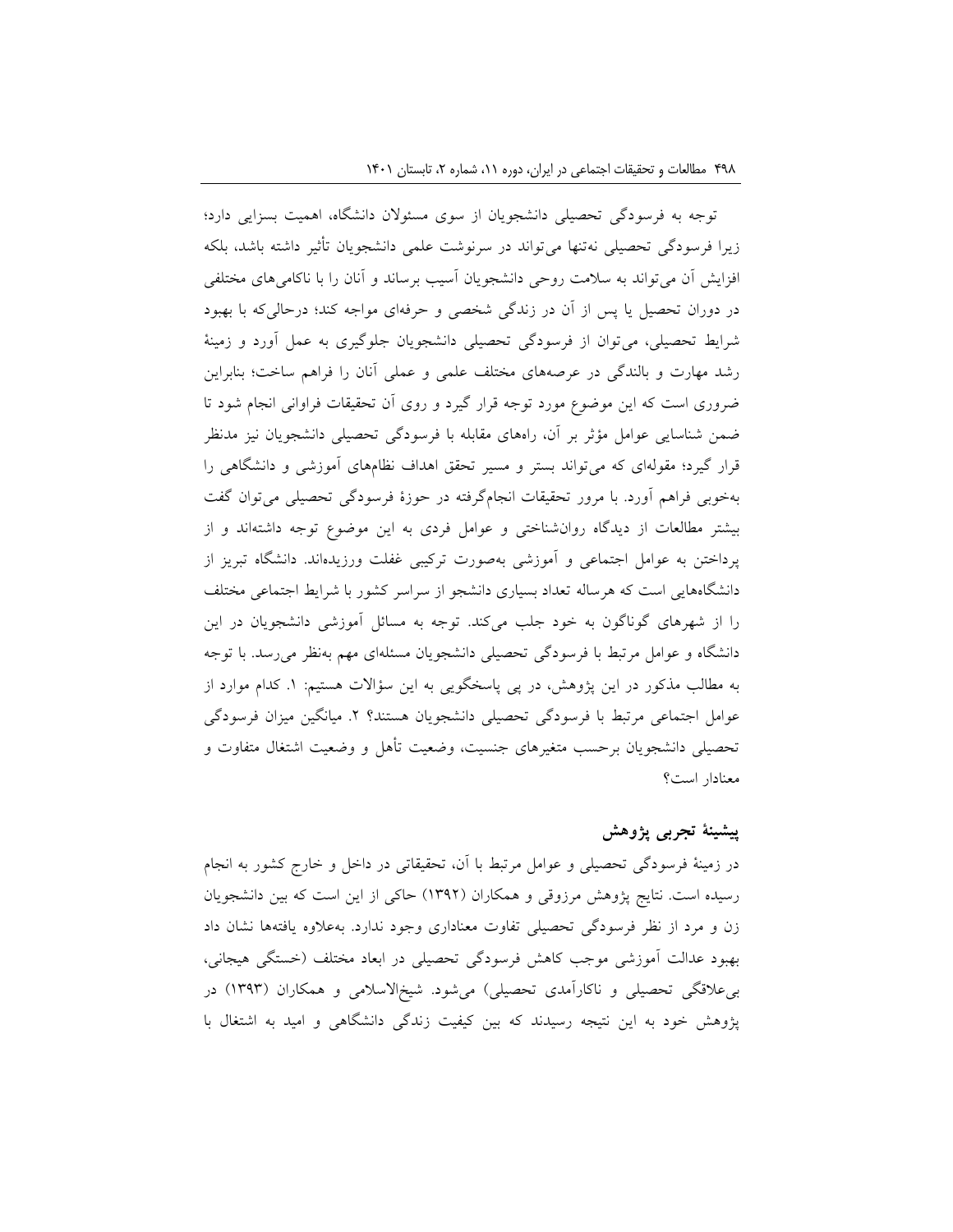توجه به فرسودگی تحصیلی دانشجویان از سوی مسئولان دانشگاه، اهمیت بسزایی دارد؛ زیرا فرسودگی تحصیلی نه‌تنها می‌تواند در سرنوشت علمی دانشجویان تأثیر داشته باشد، بلکه افزایش آن می‌تواند به سلامت روحی دانشجویان آسیب برساند و آنان را با ناکامی‌های مختلفی در دوران تحصیل یا پس از آن در زندگی شخصی و حرفه‌ای مواجه کند؛ درحالی‌که با بهبود شرایط تحصیلی، می‌توان از فرسودگی تحصیلی دانشجویان جلوگیری به عمل آورد و زمینهٔ رشد مهارت و بالندگی در عرصه‌های مختلف علمی و عملی آنان را فراهم ساخت؛ بنابراین ضروری است که این موضوع مورد توجه قرار گیرد و روی آن تحقیقات فراوانی انجام شود تا ضمن شناسایی عوامل مؤثر بر آن، راه‌های مقابله با فرسودگی تحصیلی دانشجویان نیز مدنظر قرار گیرد؛ مقوله‌ای که می‌تواند بستر و مسیر تحقق اهداف نظام‌های آموزشی و دانشگاهی را به‌خوبی فراهم آورد. با مرور تحقیقات انجام‌گرفته در حوزهٔ فرسودگی تحصیلی می‌توان گفت بیشتر مطالعات از دیدگاه روان‌شناختی و عوامل فردی به این موضوع توجه داشته‌اند و از پرداختن به عوامل اجتماعی و آموزشی به‌صورت ترکیبی غفلت ورزیده‌اند. دانشگاه تبریز از دانشگاه‌هایی است که هرساله تعداد بسیاری دانشجو از سراسر کشور با شرایط اجتماعی مختلف را از شهرهای گوناگون به خود جلب می‌کند. توجه به مسائل آموزشی دانشجویان در این دانشگاه و عوامل مرتبط با فرسودگی تحصیلی دانشجویان مسئله‌ای مهم به‌نظر می‌رسد. با توجه به مطالب مذکور در این پژوهش، در پی پاسخگویی به این سؤالات هستیم: ۱. کدام موارد از عوامل اجتماعی مرتبط با فرسودگی تحصیلی دانشجویان هستند؟ ۲. میانگین میزان فرسودگی تحصیلی دانشجویان برحسب متغیرهای جنسیت، وضعیت تأهل و وضعیت اشتغال متفاوت و معنادار است؟

## پیشینهٔ تجربی پژوهش

در زمینهٔ فرسودگی تحصیلی و عوامل مرتبط با آن، تحقیقاتی در داخل و خارج کشور به انجام رسیده است. نتایج پژوهش مرزوقی و همکاران (۱۳۹۲) حاکی از این است که بین دانشجویان زن و مرد از نظر فرسودگی تحصیلی تفاوت معناداری وجود ندارد. به‌علاوه یافته‌ها نشان داد بهبود عدالت آموزشی موجب کاهش فرسودگی تحصیلی در ابعاد مختلف (خستگی هیجانی، بی‌علاقگی تحصیلی و ناکارآمدی تحصیلی) می‌شود. شیخ‌الاسلامی و همکاران (۱۳۹۳) در پژوهش خود به این نتیجه رسیدند که بین کیفیت زندگی دانشگاهی و امید به اشتغال با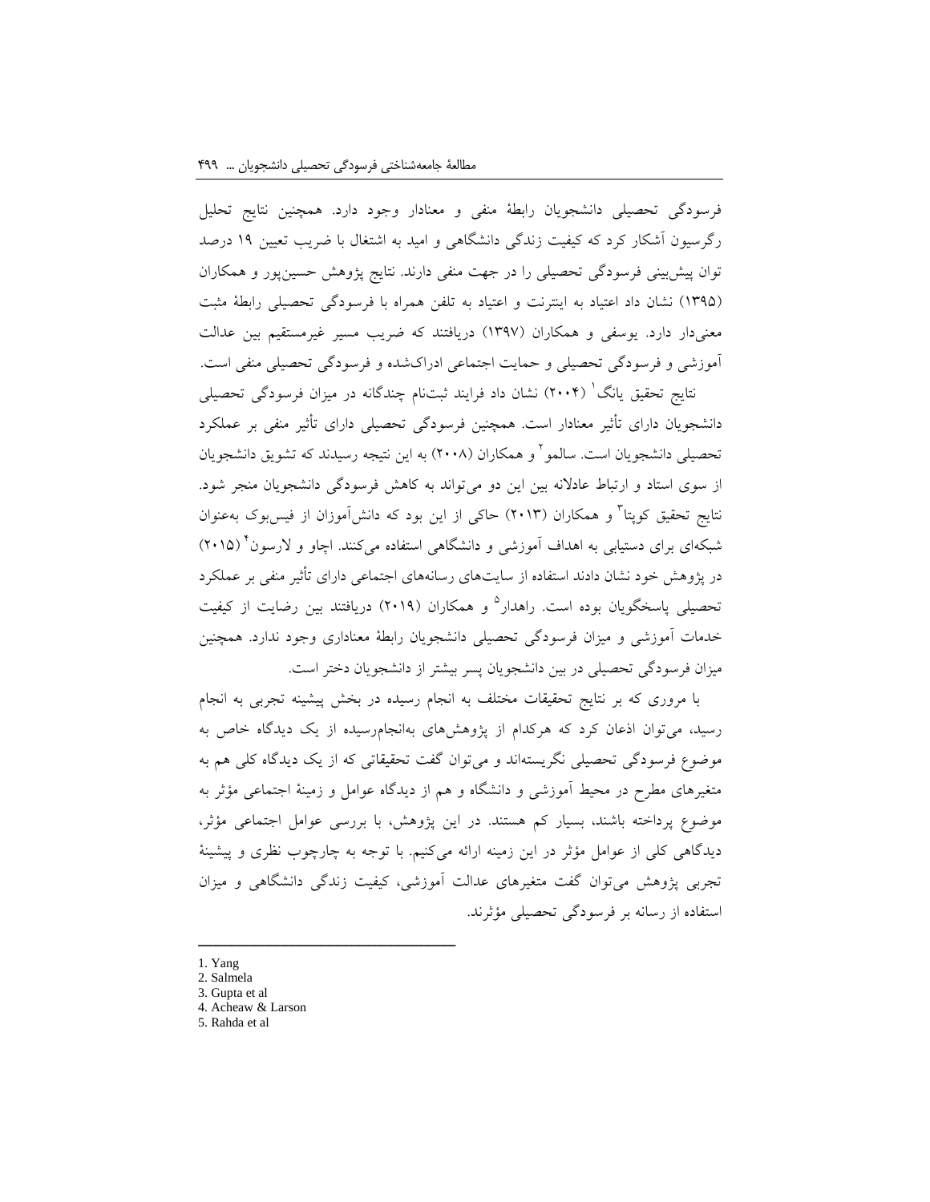فرسودگی تحصیلی دانشجویان رابطهٔ منفی و معنادار وجود دارد. همچنین نتایج تحلیل رگرسیون آشکار کرد که کیفیت زندگی دانشگاهی و امید به اشتغال با ضریب تعیین ۱۹ درصد توان پیش‌بینی فرسودگی تحصیلی را در جهت منفی دارند. نتایج پژوهش حسین‌پور و همکاران (۱۳۹۵) نشان داد اعتیاد به اینترنت و اعتیاد به تلفن همراه با فرسودگی تحصیلی رابطهٔ مثبت معنی‌دار دارد. یوسفی و همکاران (۱۳۹۷) دریافتند که ضریب مسیر غیرمستقیم بین عدالت آموزشی و فرسودگی تحصیلی و حمایت اجتماعی ادراک‌شده و فرسودگی تحصیلی منفی است.

نتایج تحقیق یانگ[1] (۲۰۰۴) نشان داد فرایند ثبت‌نام چندگانه در میزان فرسودگی تحصیلی دانشجویان دارای تأثیر معنادار است. همچنین فرسودگی تحصیلی دارای تأثیر منفی بر عملکرد تحصیلی دانشجویان است. سالمو[2] و همکاران (۲۰۰۸) به این نتیجه رسیدند که تشویق دانشجویان از سوی استاد و ارتباط عادلانه بین این دو می‌تواند به کاهش فرسودگی دانشجویان منجر شود. نتایج تحقیق کوپتا[3] و همکاران (۲۰۱۳) حاکی از این بود که دانش‌آموزان از فیس‌بوک به‌عنوان شبکه‌ای برای دستیابی به اهداف آموزشی و دانشگاهی استفاده می‌کنند. اچاو و لارسون[4] (۲۰۱۵) در پژوهش خود نشان دادند استفاده از سایت‌های رسانه‌های اجتماعی دارای تأثیر منفی بر عملکرد تحصیلی پاسخگویان بوده است. راهدار[5] و همکاران (۲۰۱۹) دریافتند بین رضایت از کیفیت خدمات آموزشی و میزان فرسودگی تحصیلی دانشجویان رابطهٔ معناداری وجود ندارد. همچنین میزان فرسودگی تحصیلی در بین دانشجویان پسر بیشتر از دانشجویان دختر است.

با مروری که بر نتایج تحقیقات مختلف به انجام رسیده در بخش پیشینه تجربی به انجام رسید، می‌توان اذعان کرد که هرکدام از پژوهش‌های به‌انجام‌رسیده از یک دیدگاه خاص به موضوع فرسودگی تحصیلی نگریسته‌اند و می‌توان گفت تحقیقاتی که از یک دیدگاه کلی هم به متغیرهای مطرح در محیط آموزشی و دانشگاه و هم از دیدگاه عوامل و زمینهٔ اجتماعی مؤثر به موضوع پرداخته باشند، بسیار کم هستند. در این پژوهش، با بررسی عوامل اجتماعی مؤثر، دیدگاهی کلی از عوامل مؤثر در این زمینه ارائه می‌کنیم. با توجه به چارچوب نظری و پیشینهٔ تجربی پژوهش می‌توان گفت متغیرهای عدالت آموزشی، کیفیت زندگی دانشگاهی و میزان استفاده از رسانه بر فرسودگی تحصیلی مؤثرند.

---

1. Yang
2. Salmela
3. Gupta et al
4. Acheaw & Larson
5. Rahda et al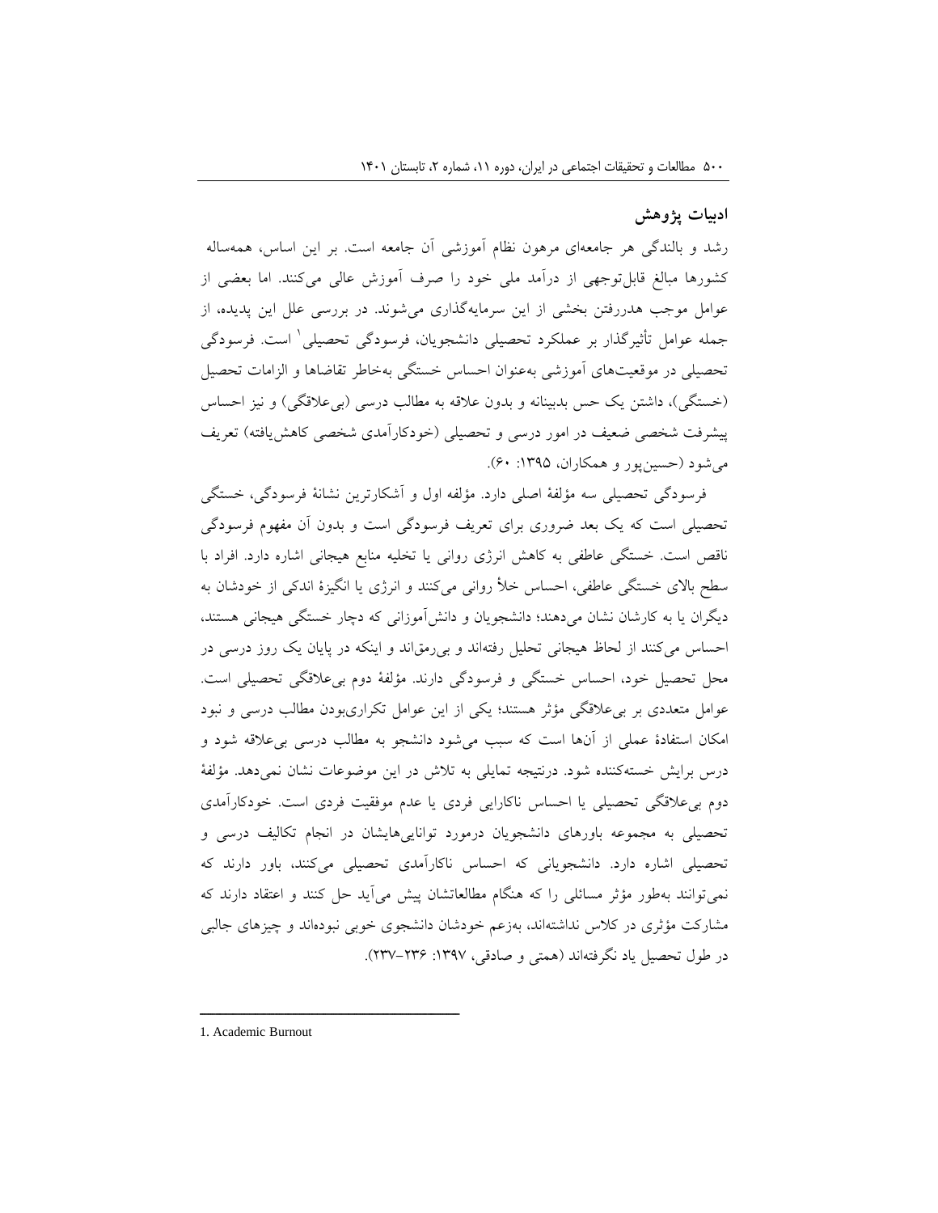## ادبیات پژوهش

رشد و بالندگی هر جامعه‌ای مرهون نظام آموزشی آن جامعه است. بر این اساس، همه‌ساله کشورها مبالغ قابل‌توجهی از درآمد ملی خود را صرف آموزش عالی می‌کنند. اما بعضی از عوامل موجب هدررفتن بخشی از این سرمایه‌گذاری می‌شوند. در بررسی علل این پدیده، از جمله عوامل تأثیرگذار بر عملکرد تحصیلی دانشجویان، فرسودگی تحصیلی[1] است. فرسودگی تحصیلی در موقعیت‌های آموزشی به‌عنوان احساس خستگی به‌خاطر تقاضاها و الزامات تحصیل (خستگی)، داشتن یک حس بدبینانه و بدون علاقه به مطالب درسی (بی‌علاقگی) و نیز احساس پیشرفت شخصی ضعیف در امور درسی و تحصیلی (خودکارآمدی شخصی کاهش‌یافته) تعریف می‌شود (حسین‌پور و همکاران، ۱۳۹۵: ۶۰).

فرسودگی تحصیلی سه مؤلفهٔ اصلی دارد. مؤلفه اول و آشکارترین نشانهٔ فرسودگی، خستگی تحصیلی است که یک بعد ضروری برای تعریف فرسودگی است و بدون آن مفهوم فرسودگی ناقص است. خستگی عاطفی به کاهش انرژی روانی یا تخلیه منابع هیجانی اشاره دارد. افراد با سطح بالای خستگی عاطفی، احساس خلأ روانی می‌کنند و انرژی یا انگیزهٔ اندکی از خودشان به دیگران یا به کارشان نشان می‌دهند؛ دانشجویان و دانش‌آموزانی که دچار خستگی هیجانی هستند، احساس می‌کنند از لحاظ هیجانی تحلیل رفته‌اند و بی‌رمق‌اند و اینکه در پایان یک روز درسی در محل تحصیل خود، احساس خستگی و فرسودگی دارند. مؤلفهٔ دوم بی‌علاقگی تحصیلی است. عوامل متعددی بر بی‌علاقگی مؤثر هستند؛ یکی از این عوامل تکراری‌بودن مطالب درسی و نبود امکان استفادهٔ عملی از آن‌ها است که سبب می‌شود دانشجو به مطالب درسی بی‌علاقه شود و درس برایش خسته‌کننده شود. درنتیجه تمایلی به تلاش در این موضوعات نشان نمی‌دهد. مؤلفهٔ دوم بی‌علاقگی تحصیلی یا احساس ناکارایی فردی یا عدم موفقیت فردی است. خودکارآمدی تحصیلی به مجموعه باورهای دانشجویان درمورد توانایی‌هایشان در انجام تکالیف درسی و تحصیلی اشاره دارد. دانشجویانی که احساس ناکارآمدی تحصیلی می‌کنند، باور دارند که نمی‌توانند به‌طور مؤثر مسائلی را که هنگام مطالعاتشان پیش می‌آید حل کنند و اعتقاد دارند که مشارکت مؤثری در کلاس نداشته‌اند، به‌زعم خودشان دانشجوی خوبی نبوده‌اند و چیزهای جالبی در طول تحصیل یاد نگرفته‌اند (همتی و صادقی، ۱۳۹۷: ۲۳۶–۲۳۷).

---

1. Academic Burnout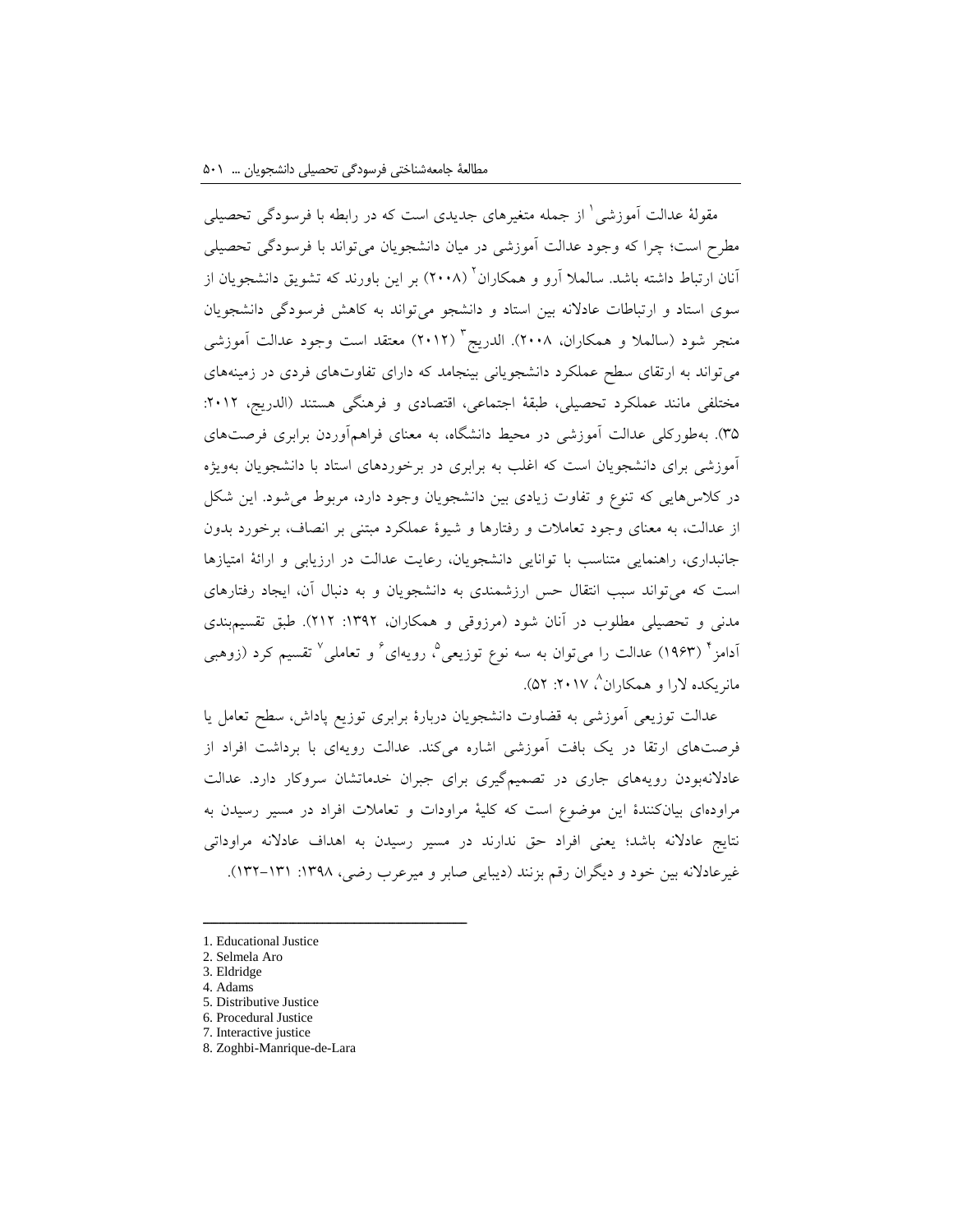مقولهٔ عدالت آموزشی[1] از جمله متغیرهای جدیدی است که در رابطه با فرسودگی تحصیلی مطرح است؛ چرا که وجود عدالت آموزشی در میان دانشجویان می‌تواند با فرسودگی تحصیلی آنان ارتباط داشته باشد. سالملا آرو و همکاران[2] (۲۰۰۸) بر این باورند که تشویق دانشجویان از سوی استاد و ارتباطات عادلانه بین استاد و دانشجو می‌تواند به کاهش فرسودگی دانشجویان منجر شود (سالملا و همکاران، ۲۰۰۸). الدریج[3] (۲۰۱۲) معتقد است وجود عدالت آموزشی می‌تواند به ارتقای سطح عملکرد دانشجویانی بینجامد که دارای تفاوت‌های فردی در زمینه‌های مختلفی مانند عملکرد تحصیلی، طبقهٔ اجتماعی، اقتصادی و فرهنگی هستند (الدریج، ۲۰۱۲: ۳۵). به‌طورکلی عدالت آموزشی در محیط دانشگاه، به معنای فراهم‌آوردن برابری فرصت‌های آموزشی برای دانشجویان است که اغلب به برابری در برخوردهای استاد با دانشجویان به‌ویژه در کلاس‌هایی که تنوع و تفاوت زیادی بین دانشجویان وجود دارد، مربوط می‌شود. این شکل از عدالت، به معنای وجود تعاملات و رفتارها و شیوهٔ عملکرد مبتنی بر انصاف، برخورد بدون جانبداری، راهنمایی متناسب با توانایی دانشجویان، رعایت عدالت در ارزیابی و ارائهٔ امتیازها است که می‌تواند سبب انتقال حس ارزشمندی به دانشجویان و به دنبال آن، ایجاد رفتارهای مدنی و تحصیلی مطلوب در آنان شود (مرزوقی و همکاران، ۱۳۹۲: ۲۱۲). طبق تقسیم‌بندی آدامز[4] (۱۹۶۳) عدالت را می‌توان به سه نوع توزیعی[5]، رویه‌ای[6] و تعاملی[7] تقسیم کرد (زوهبی مانریکده لارا و همکاران[8]، ۲۰۱۷: ۵۲).

عدالت توزیعی آموزشی به قضاوت دانشجویان دربارهٔ برابری توزیع پاداش، سطح تعامل یا فرصت‌های ارتقا در یک بافت آموزشی اشاره می‌کند. عدالت رویه‌ای با برداشت افراد از عادلانه‌بودن رویه‌های جاری در تصمیم‌گیری برای جبران خدماتشان سروکار دارد. عدالت مراوده‌ای بیان‌کنندهٔ این موضوع است که کلیهٔ مراودات و تعاملات افراد در مسیر رسیدن به نتایج عادلانه باشد؛ یعنی افراد حق ندارند در مسیر رسیدن به اهداف عادلانه مراوداتی غیرعادلانه بین خود و دیگران رقم بزنند (دیبایی صابر و میرعرب رضی، ۱۳۹۸: ۱۳۱–۱۳۲).

---

1. Educational Justice
2. Selmela Aro
3. Eldridge
4. Adams
5. Distributive Justice
6. Procedural Justice
7. Interactive justice
8. Zoghbi-Manrique-de-Lara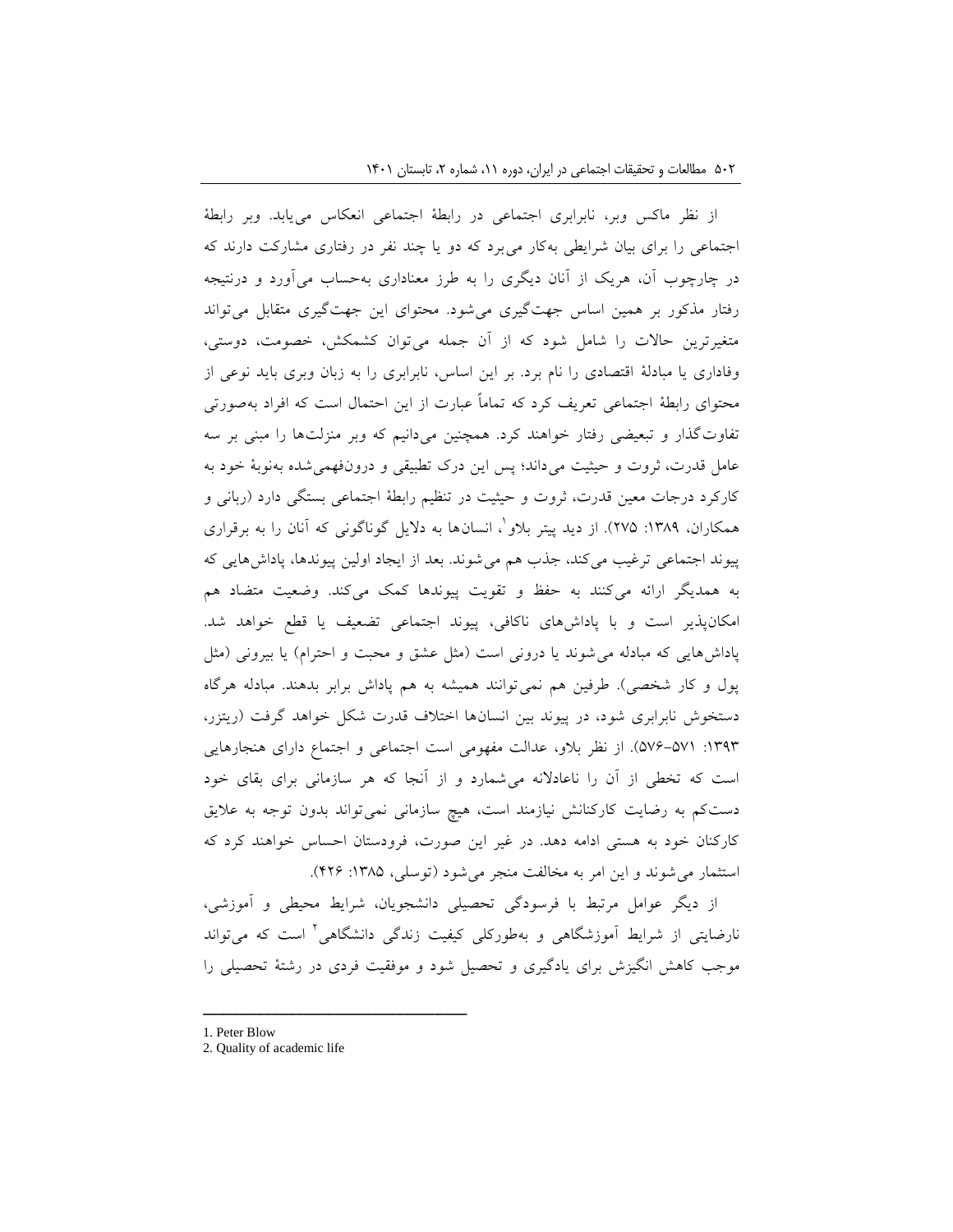از نظر ماکس وبر، نابرابری اجتماعی در رابطهٔ اجتماعی انعکاس می‌یابد. وبر رابطهٔ اجتماعی را برای بیان شرایطی به‌کار می‌برد که دو یا چند نفر در رفتاری مشارکت دارند که در چارچوب آن، هریک از آنان دیگری را به طرز معناداری به‌حساب می‌آورد و درنتیجه رفتار مذکور بر همین اساس جهت‌گیری می‌شود. محتوای این جهت‌گیری متقابل می‌تواند متغیرترین حالات را شامل شود که از آن جمله می‌توان کشمکش، خصومت، دوستی، وفاداری یا مبادلهٔ اقتصادی را نام برد. بر این اساس، نابرابری را به زبان وبری را باید نوعی از محتوای رابطهٔ اجتماعی تعریف کرد که تماماً عبارت از این احتمال است که افراد به‌صورتی تفاوت‌گذار و تبعیضی رفتار خواهند کرد. همچنین می‌دانیم که وبر منزلت‌ها را مبنی بر سه عامل قدرت، ثروت و حیثیت می‌داند؛ پس این درک تطبیقی و درون‌فهمی‌شده به‌نوبهٔ خود به کارکرد درجات معین قدرت، ثروت و حیثیت در تنظیم رابطهٔ اجتماعی بستگی دارد (ربانی و همکاران، ۱۳۸۹: ۲۷۵). از دید پیتر بلاو[1]، انسان‌ها به دلایل گوناگونی که آنان را به برقراری پیوند اجتماعی ترغیب می‌کند، جذب هم می‌شوند. بعد از ایجاد اولین پیوندها، پاداش‌هایی که به همدیگر ارائه می‌کنند به حفظ و تقویت پیوندها کمک می‌کند. وضعیت متضاد هم امکان‌پذیر است و با پاداش‌های ناکافی، پیوند اجتماعی تضعیف یا قطع خواهد شد. پاداش‌هایی که مبادله می‌شوند یا درونی است (مثل عشق و محبت و احترام) یا بیرونی (مثل پول و کار شخصی). طرفین هم نمی‌توانند همیشه به هم پاداش برابر بدهند. مبادله هرگاه دستخوش نابرابری شود، در پیوند بین انسان‌ها اختلاف قدرت شکل خواهد گرفت (ریتزر، ۱۳۹۳: ۵۷۱-۵۷۶). از نظر بلاو، عدالت مفهومی است اجتماعی و اجتماع دارای هنجارهایی است که تخطی از آن را ناعادلانه می‌شمارد و از آنجا که هر سازمانی برای بقای خود دست‌کم به رضایت کارکنانش نیازمند است، هیچ سازمانی نمی‌تواند بدون توجه به علایق کارکنان خود به هستی ادامه دهد. در غیر این صورت، فرودستان احساس خواهند کرد که استثمار می‌شوند و این امر به مخالفت منجر می‌شود (توسلی، ۱۳۸۵: ۴۲۶).

از دیگر عوامل مرتبط با فرسودگی تحصیلی دانشجویان، شرایط محیطی و آموزشی، نارضایتی از شرایط آموزشگاهی و به‌طورکلی کیفیت زندگی دانشگاهی[2] است که می‌تواند موجب کاهش انگیزش برای یادگیری و تحصیل شود و موفقیت فردی در رشتهٔ تحصیلی را

---

1. Peter Blow
2. Quality of academic life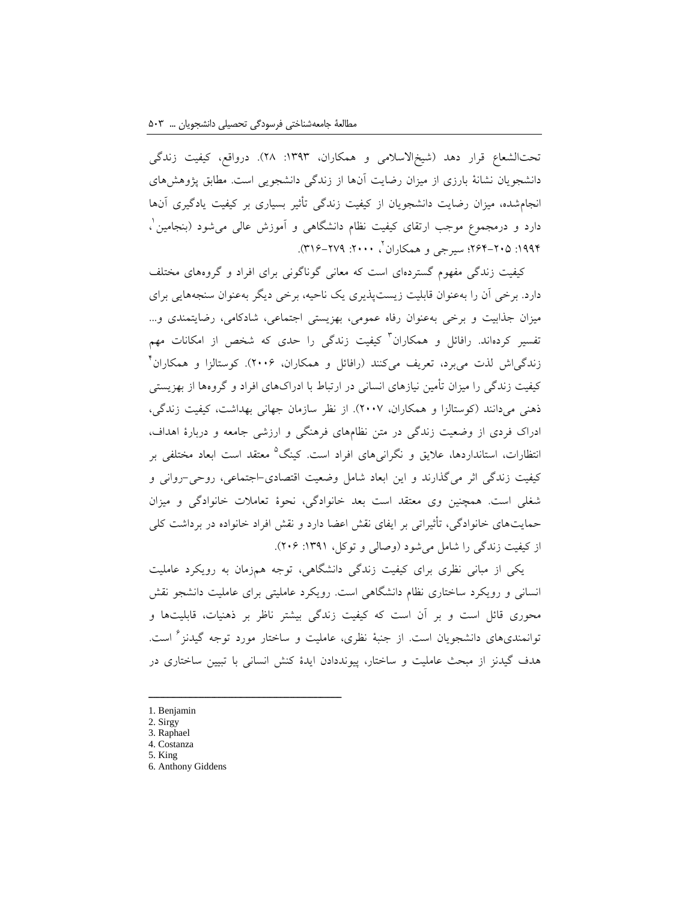تحت‌الشعاع قرار دهد (شیخ‌الاسلامی و همکاران، ۱۳۹۳: ۲۸). درواقع، کیفیت زندگی دانشجویان نشانهٔ بارزی از میزان رضایت آن‌ها از زندگی دانشجویی است. مطابق پژوهش‌های انجام‌شده، میزان رضایت دانشجویان از کیفیت زندگی تأثیر بسیاری بر کیفیت یادگیری آن‌ها دارد و درمجموع موجب ارتقای کیفیت نظام دانشگاهی و آموزش عالی می‌شود (بنجامین[1]، ۱۹۹۴: ۲۰۵-۲۶۴؛ سیرجی و همکاران[2]، ۲۰۰۰: ۲۷۹-۳۱۶).

کیفیت زندگی مفهوم گسترده‌ای است که معانی گوناگونی برای افراد و گروه‌های مختلف دارد. برخی آن را به‌عنوان قابلیت زیست‌پذیری یک ناحیه، برخی دیگر به‌عنوان سنجه‌هایی برای میزان جذابیت و برخی به‌عنوان رفاه عمومی، بهزیستی اجتماعی، شادکامی، رضایتمندی و... تفسیر کرده‌اند. رافائل و همکاران[3] کیفیت زندگی را حدی که شخص از امکانات مهم زندگی‌اش لذت می‌برد، تعریف می‌کنند (رافائل و همکاران، ۲۰۰۶). کوستالزا و همکاران[4] کیفیت زندگی را میزان تأمین نیازهای انسانی در ارتباط با ادراک‌های افراد و گروه‌ها از بهزیستی ذهنی می‌دانند (کوستالزا و همکاران، ۲۰۰۷). از نظر سازمان جهانی بهداشت، کیفیت زندگی، ادراک فردی از وضعیت زندگی در متن نظام‌های فرهنگی و ارزشی جامعه و دربارهٔ اهداف، انتظارات، استانداردها، علایق و نگرانی‌های افراد است. کینگ[5] معتقد است ابعاد مختلفی بر کیفیت زندگی اثر می‌گذارند و این ابعاد شامل وضعیت اقتصادی-اجتماعی، روحی-روانی و شغلی است. همچنین وی معتقد است بعد خانوادگی، نحوهٔ تعاملات خانوادگی و میزان حمایت‌های خانوادگی، تأثیراتی بر ایفای نقش اعضا دارد و نقش افراد خانواده در برداشت کلی از کیفیت زندگی را شامل می‌شود (وصالی و توکل، ۱۳۹۱: ۲۰۶).

یکی از مبانی نظری برای کیفیت زندگی دانشگاهی، توجه هم‌زمان به رویکرد عاملیت انسانی و رویکرد ساختاری نظام دانشگاهی است. رویکرد عاملیتی برای عاملیت دانشجو نقش محوری قائل است و بر آن است که کیفیت زندگی بیشتر ناظر بر ذهنیات، قابلیت‌ها و توانمندی‌های دانشجویان است. از جنبهٔ نظری، عاملیت و ساختار مورد توجه گیدنز[6] است. هدف گیدنز از مبحث عاملیت و ساختار، پیونددادن ایدهٔ کنش انسانی با تبیین ساختاری در

---

1. Benjamin
2. Sirgy
3. Raphael
4. Costanza
5. King
6. Anthony Giddens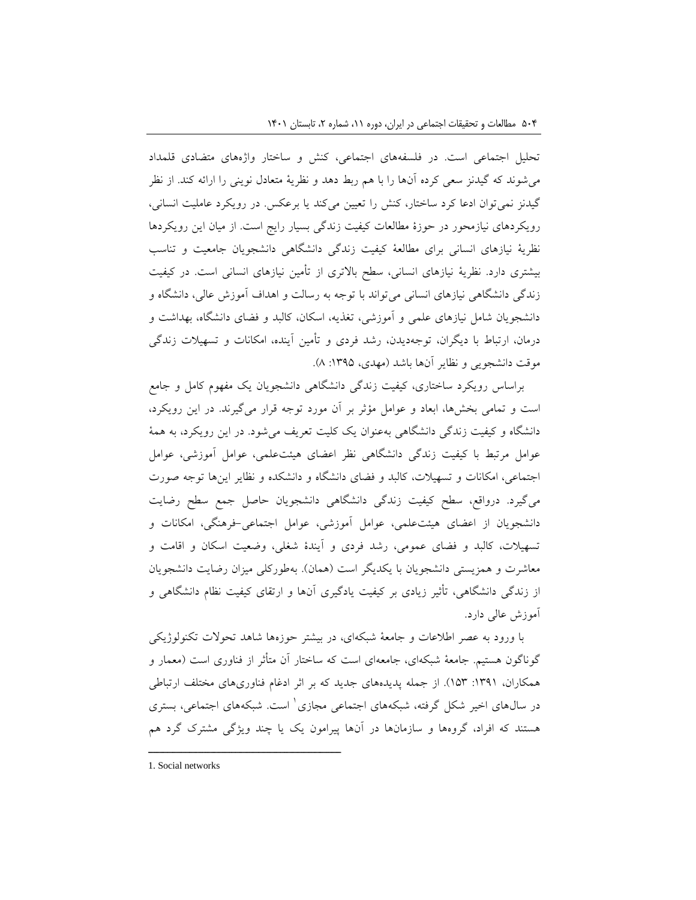تحلیل اجتماعی است. در فلسفه‌های اجتماعی، کنش و ساختار واژه‌های متضادی قلمداد می‌شوند که گیدنز سعی کرده آن‌ها را با هم ربط دهد و نظریهٔ متعادل نوینی را ارائه کند. از نظر گیدنز نمی‌توان ادعا کرد ساختار، کنش را تعیین می‌کند یا برعکس. در رویکرد عاملیت انسانی، رویکردهای نیازمحور در حوزهٔ مطالعات کیفیت زندگی بسیار رایج است. از میان این رویکردها نظریهٔ نیازهای انسانی برای مطالعهٔ کیفیت زندگی دانشگاهی دانشجویان جامعیت و تناسب بیشتری دارد. نظریهٔ نیازهای انسانی، سطح بالاتری از تأمین نیازهای انسانی است. در کیفیت زندگی دانشگاهی نیازهای انسانی می‌تواند با توجه به رسالت و اهداف آموزش عالی، دانشگاه و دانشجویان شامل نیازهای علمی و آموزشی، تغذیه، اسکان، کالبد و فضای دانشگاه، بهداشت و درمان، ارتباط با دیگران، توجه‌دیدن، رشد فردی و تأمین آینده، امکانات و تسهیلات زندگی موقت دانشجویی و نظایر آن‌ها باشد (مهدی، ۱۳۹۵: ۸).

براساس رویکرد ساختاری، کیفیت زندگی دانشگاهی دانشجویان یک مفهوم کامل و جامع است و تمامی بخش‌ها، ابعاد و عوامل مؤثر بر آن مورد توجه قرار می‌گیرند. در این رویکرد، دانشگاه و کیفیت زندگی دانشگاهی به‌عنوان یک کلیت تعریف می‌شود. در این رویکرد، به همهٔ عوامل مرتبط با کیفیت زندگی دانشگاهی نظر اعضای هیئت‌علمی، عوامل آموزشی، عوامل اجتماعی، امکانات و تسهیلات، کالبد و فضای دانشگاه و دانشکده و نظایر این‌ها توجه صورت می‌گیرد. درواقع، سطح کیفیت زندگی دانشگاهی دانشجویان حاصل جمع سطح رضایت دانشجویان از اعضای هیئت‌علمی، عوامل آموزشی، عوامل اجتماعی-فرهنگی، امکانات و تسهیلات، کالبد و فضای عمومی، رشد فردی و آیندهٔ شغلی، وضعیت اسکان و اقامت و معاشرت و همزیستی دانشجویان با یکدیگر است (همان). به‌طورکلی میزان رضایت دانشجویان از زندگی دانشگاهی، تأثیر زیادی بر کیفیت یادگیری آن‌ها و ارتقای کیفیت نظام دانشگاهی و آموزش عالی دارد.

با ورود به عصر اطلاعات و جامعهٔ شبکه‌ای، در بیشتر حوزه‌ها شاهد تحولات تکنولوژیکی گوناگون هستیم. جامعهٔ شبکه‌ای، جامعه‌ای است که ساختار آن متأثر از فناوری است (معمار و همکاران، ۱۳۹۱: ۱۵۳). از جمله پدیده‌های جدید که بر اثر ادغام فناوری‌های مختلف ارتباطی در سال‌های اخیر شکل گرفته، شبکه‌های اجتماعی مجازی[1] است. شبکه‌های اجتماعی، بستری هستند که افراد، گروه‌ها و سازمان‌ها در آن‌ها پیرامون یک یا چند ویژگی مشترک گرد هم

---

1. Social networks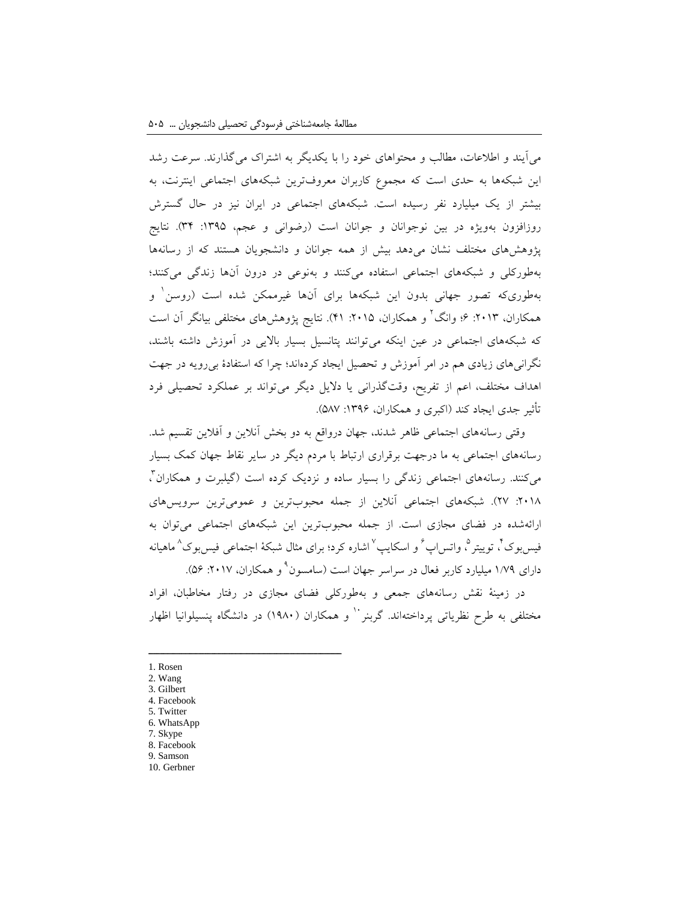می‌آیند و اطلاعات، مطالب و محتواهای خود را با یکدیگر به اشتراک می‌گذارند. سرعت رشد این شبکه‌ها به حدی است که مجموع کاربران معروف‌ترین شبکه‌های اجتماعی اینترنت، به بیشتر از یک میلیارد نفر رسیده است. شبکه‌های اجتماعی در ایران نیز در حال گسترش روزافزون به‌ویژه در بین نوجوانان و جوانان است (رضوانی و عجم، ۱۳۹۵: ۳۴). نتایج پژوهش‌های مختلف نشان می‌دهد بیش از همه جوانان و دانشجویان هستند که از رسانه‌ها به‌طورکلی و شبکه‌های اجتماعی استفاده می‌کنند و به‌نوعی در درون آن‌ها زندگی می‌کنند؛ به‌طوری‌که تصور جهانی بدون این شبکه‌ها برای آن‌ها غیرممکن شده است (روسن[1] و همکاران، ۲۰۱۳: ۶؛ وانگ[2] و همکاران، ۲۰۱۵: ۴۱). نتایج پژوهش‌های مختلفی بیانگر آن است که شبکه‌های اجتماعی در عین اینکه می‌توانند پتانسیل بسیار بالایی در آموزش داشته باشند، نگرانی‌های زیادی هم در امر آموزش و تحصیل ایجاد کرده‌اند؛ چرا که استفادهٔ بی‌رویه در جهت اهداف مختلف، اعم از تفریح، وقت‌گذرانی یا دلایل دیگر می‌تواند بر عملکرد تحصیلی فرد تأثیر جدی ایجاد کند (اکبری و همکاران، ۱۳۹۶: ۵۸۷).

وقتی رسانه‌های اجتماعی ظاهر شدند، جهان درواقع به دو بخش آنلاین و آفلاین تقسیم شد. رسانه‌های اجتماعی به ما درجهت برقراری ارتباط با مردم دیگر در سایر نقاط جهان کمک بسیار می‌کنند. رسانه‌های اجتماعی زندگی را بسیار ساده و نزدیک کرده است (گیلبرت و همکاران[3]، ۲۰۱۸: ۲۷). شبکه‌های اجتماعی آنلاین از جمله محبوب‌ترین و عمومی‌ترین سرویس‌های ارائه‌شده در فضای مجازی است. از جمله محبوب‌ترین این شبکه‌های اجتماعی می‌توان به فیس‌بوک[4]، توییتر[5]، واتس‌اپ[6] و اسکایپ[7] اشاره کرد؛ برای مثال شبکهٔ اجتماعی فیس‌بوک[8] ماهیانه دارای ۱/۷۹ میلیارد کاربر فعال در سراسر جهان است (سامسون[9] و همکاران، ۲۰۱۷: ۵۶).

در زمینهٔ نقش رسانه‌های جمعی و به‌طورکلی فضای مجازی در رفتار مخاطبان، افراد مختلفی به طرح نظریاتی پرداخته‌اند. گربنر[10] و همکاران (۱۹۸۰) در دانشگاه پنسیلوانیا اظهار

---

1. Rosen
2. Wang
3. Gilbert
4. Facebook
5. Twitter
6. WhatsApp
7. Skype
8. Facebook
9. Samson
10. Gerbner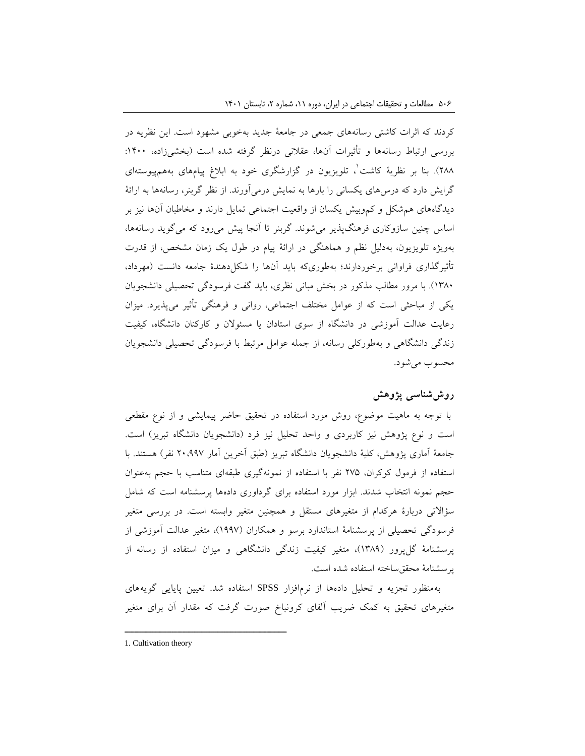کردند که اثرات کاشتی رسانه‌های جمعی در جامعهٔ جدید به‌خوبی مشهود است. این نظریه در بررسی ارتباط رسانه‌ها و تأثیرات آن‌ها، عقلانی درنظر گرفته شده است (بخشی‌زاده، ۱۴۰۰: ۲۸۸). بنا بر نظریهٔ کاشت[1]، تلویزیون در گزارشگری خود به ابلاغ پیام‌های به‌هم‌پیوسته‌ای گرایش دارد که درس‌های یکسانی را بارها به نمایش درمی‌آورند. از نظر گربنر، رسانه‌ها به ارائهٔ دیدگاه‌های هم‌شکل و کم‌وبیش یکسان از واقعیت اجتماعی تمایل دارند و مخاطبان آن‌ها نیز بر اساس چنین سازوکاری فرهنگ‌پذیر می‌شوند. گربنر تا آنجا پیش می‌رود که می‌گوید رسانه‌ها، به‌ویژه تلویزیون، به‌دلیل نظم و هماهنگی در ارائهٔ پیام در طول یک زمان مشخص، از قدرت تأثیرگذاری فراوانی برخوردارند؛ به‌طوری‌که باید آن‌ها را شکل‌دهندهٔ جامعه دانست (مهرداد، ۱۳۸۰). با مرور مطالب مذکور در بخش مبانی نظری، باید گفت فرسودگی تحصیلی دانشجویان یکی از مباحثی است که از عوامل مختلف اجتماعی، روانی و فرهنگی تأثیر می‌پذیرد. میزان رعایت عدالت آموزشی در دانشگاه از سوی استادان یا مسئولان و کارکنان دانشگاه، کیفیت زندگی دانشگاهی و به‌طورکلی رسانه، از جمله عوامل مرتبط با فرسودگی تحصیلی دانشجویان محسوب می‌شود.

## روش‌شناسی پژوهش

با توجه به ماهیت موضوع، روش مورد استفاده در تحقیق حاضر پیمایشی و از نوع مقطعی است و نوع پژوهش نیز کاربردی و واحد تحلیل نیز فرد (دانشجویان دانشگاه تبریز) است. جامعهٔ آماری پژوهش، کلیهٔ دانشجویان دانشگاه تبریز (طبق آخرین آمار ۲۰،۹۹۷ نفر) هستند. با استفاده از فرمول کوکران، ۲۷۵ نفر با استفاده از نمونه‌گیری طبقه‌ای متناسب با حجم به‌عنوان حجم نمونه انتخاب شدند. ابزار مورد استفاده برای گردآوری داده‌ها پرسشنامه است که شامل سؤالاتی دربارهٔ هرکدام از متغیرهای مستقل و همچنین متغیر وابسته است. در بررسی متغیر فرسودگی تحصیلی از پرسشنامهٔ استاندارد برسو و همکاران (۱۹۹۷)، متغیر عدالت آموزشی از پرسشنامهٔ گل‌پرور (۱۳۸۹)، متغیر کیفیت زندگی دانشگاهی و میزان استفاده از رسانه از پرسشنامهٔ محقق‌ساخته استفاده شده است.

به‌منظور تجزیه و تحلیل داده‌ها از نرم‌افزار SPSS استفاده شد. تعیین پایایی گویه‌های متغیرهای تحقیق به کمک ضریب آلفای کرونباخ صورت گرفت که مقدار آن برای متغیر

---

1. Cultivation theory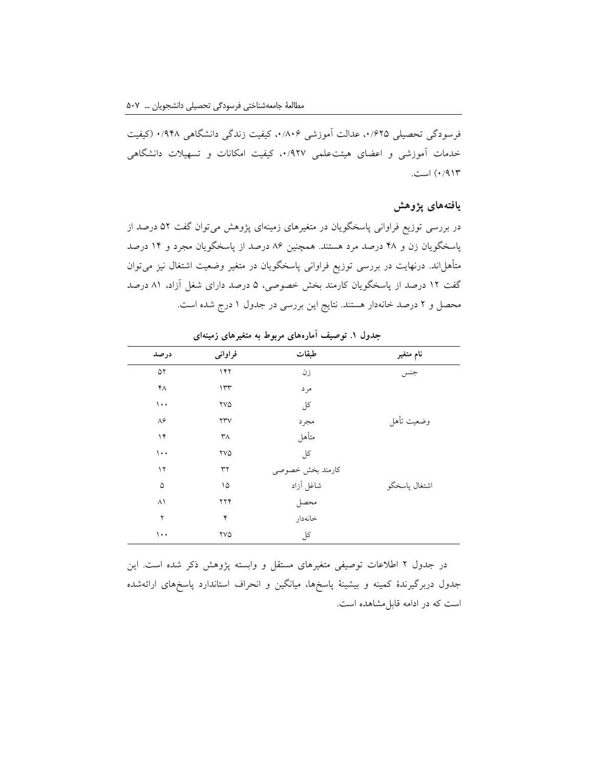فرسودگی تحصیلی ۰/۶۲۵، عدالت آموزشی ۰/۸۰۶، کیفیت زندگی دانشگاهی ۰/۹۴۸ (کیفیت خدمات آموزشی و اعضای هیئت‌علمی ۰/۹۲۷، کیفیت امکانات و تسهیلات دانشگاهی ۰/۹۱۳) است.

## یافته‌های پژوهش

در بررسی توزیع فراوانی پاسخگویان در متغیرهای زمینه‌ای پژوهش می‌توان گفت ۵۲ درصد از پاسخگویان زن و ۴۸ درصد مرد هستند. همچنین ۸۶ درصد از پاسخگویان مجرد و ۱۴ درصد متأهل‌اند. درنهایت در بررسی توزیع فراوانی پاسخگویان در متغیر وضعیت اشتغال نیز می‌توان گفت ۱۲ درصد از پاسخگویان کارمند بخش خصوصی، ۵ درصد دارای شغل آزاد، ۸۱ درصد محصل و ۲ درصد خانه‌دار هستند. نتایج این بررسی در جدول ۱ درج شده است.

**جدول ۱. توصیف آماره‌های مربوط به متغیرهای زمینه‌ای**

| نام متغیر | طبقات | فراوانی | درصد |
|---|---|---|---|
| جنس | زن | ۱۴۲ | ۵۲ |
| | مرد | ۱۳۳ | ۴۸ |
| | کل | ۲۷۵ | ۱۰۰ |
| وضعیت تأهل | مجرد | ۲۳۷ | ۸۶ |
| | متأهل | ۳۸ | ۱۴ |
| | کل | ۲۷۵ | ۱۰۰ |
| اشتغال پاسخگو | کارمند بخش خصوصی | ۳۲ | ۱۲ |
| | شاغل آزاد | ۱۵ | ۵ |
| | محصل | ۲۲۴ | ۸۱ |
| | خانه‌دار | ۴ | ۲ |
| | کل | ۲۷۵ | ۱۰۰ |

در جدول ۲ اطلاعات توصیفی متغیرهای مستقل و وابسته پژوهش ذکر شده است. این جدول دربرگیرندهٔ کمینه و بیشینهٔ پاسخ‌ها، میانگین و انحراف استاندارد پاسخ‌های ارائه‌شده است که در ادامه قابل‌مشاهده است.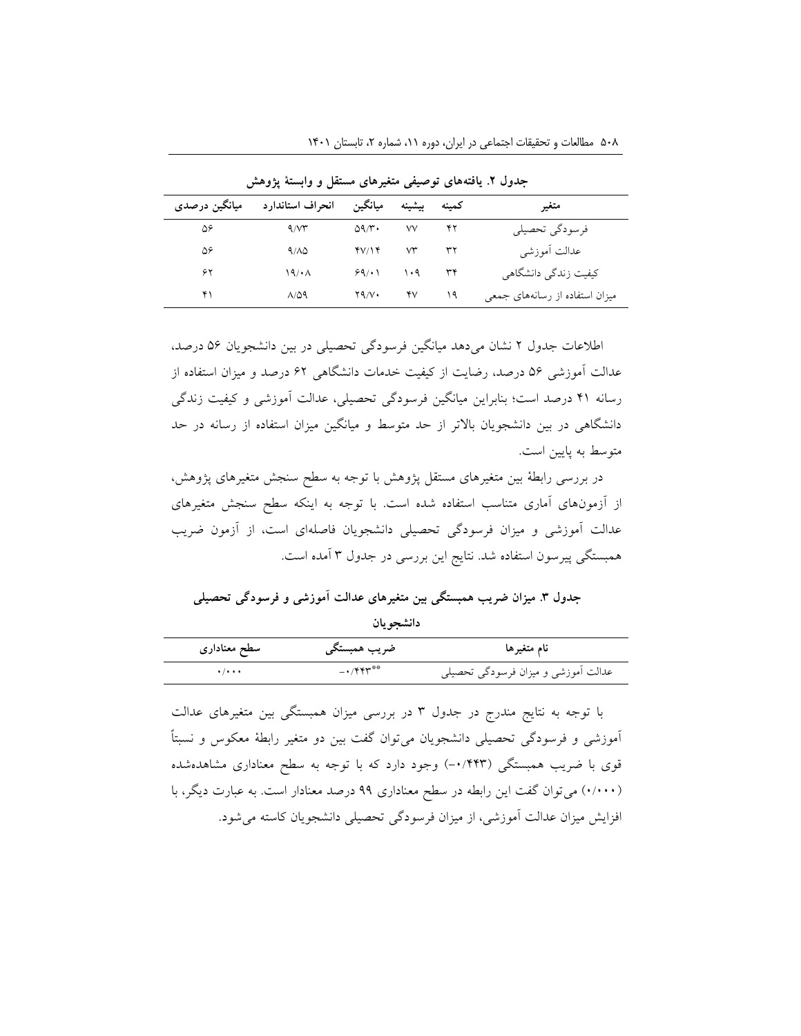**جدول ۲. یافته‌های توصیفی متغیرهای مستقل و وابستهٔ پژوهش**

| متغیر | کمینه | بیشینه | میانگین | انحراف استاندارد | میانگین درصدی |
|---|---|---|---|---|---|
| فرسودگی تحصیلی | ۴۲ | ۷۷ | ۵۹/۳۰ | ۹/۷۳ | ۵۶ |
| عدالت آموزشی | ۳۲ | ۷۳ | ۴۷/۱۴ | ۹/۸۵ | ۵۶ |
| کیفیت زندگی دانشگاهی | ۳۴ | ۱۰۹ | ۶۹/۰۱ | ۱۹/۰۸ | ۶۲ |
| میزان استفاده از رسانه‌های جمعی | ۱۹ | ۴۷ | ۲۹/۷۰ | ۸/۵۹ | ۴۱ |

اطلاعات جدول ۲ نشان می‌دهد میانگین فرسودگی تحصیلی در بین دانشجویان ۵۶ درصد، عدالت آموزشی ۵۶ درصد، رضایت از کیفیت خدمات دانشگاهی ۶۲ درصد و میزان استفاده از رسانه ۴۱ درصد است؛ بنابراین میانگین فرسودگی تحصیلی، عدالت آموزشی و کیفیت زندگی دانشگاهی در بین دانشجویان بالاتر از حد متوسط و میانگین میزان استفاده از رسانه در حد متوسط به پایین است.

در بررسی رابطهٔ بین متغیرهای مستقل پژوهش با توجه به سطح سنجش متغیرهای پژوهش، از آزمون‌های آماری متناسب استفاده شده است. با توجه به اینکه سطح سنجش متغیرهای عدالت آموزشی و میزان فرسودگی تحصیلی دانشجویان فاصله‌ای است، از آزمون ضریب همبستگی پیرسون استفاده شد. نتایج این بررسی در جدول ۳ آمده است.

**جدول ۳. میزان ضریب همبستگی بین متغیرهای عدالت آموزشی و فرسودگی تحصیلی دانشجویان**

| نام متغیرها | ضریب همبستگی | سطح معناداری |
|---|---|---|
| عدالت آموزشی و میزان فرسودگی تحصیلی | **-۰/۴۴۳ | ۰/۰۰۰ |

با توجه به نتایج مندرج در جدول ۳ در بررسی میزان همبستگی بین متغیرهای عدالت آموزشی و فرسودگی تحصیلی دانشجویان می‌توان گفت بین دو متغیر رابطهٔ معکوس و نسبتاً قوی با ضریب همبستگی (۰/۴۴۳-) وجود دارد که با توجه به سطح معناداری مشاهده‌شده (۰/۰۰۰) می‌توان گفت این رابطه در سطح معناداری ۹۹ درصد معنادار است. به عبارت دیگر، با افزایش میزان عدالت آموزشی، از میزان فرسودگی تحصیلی دانشجویان کاسته می‌شود.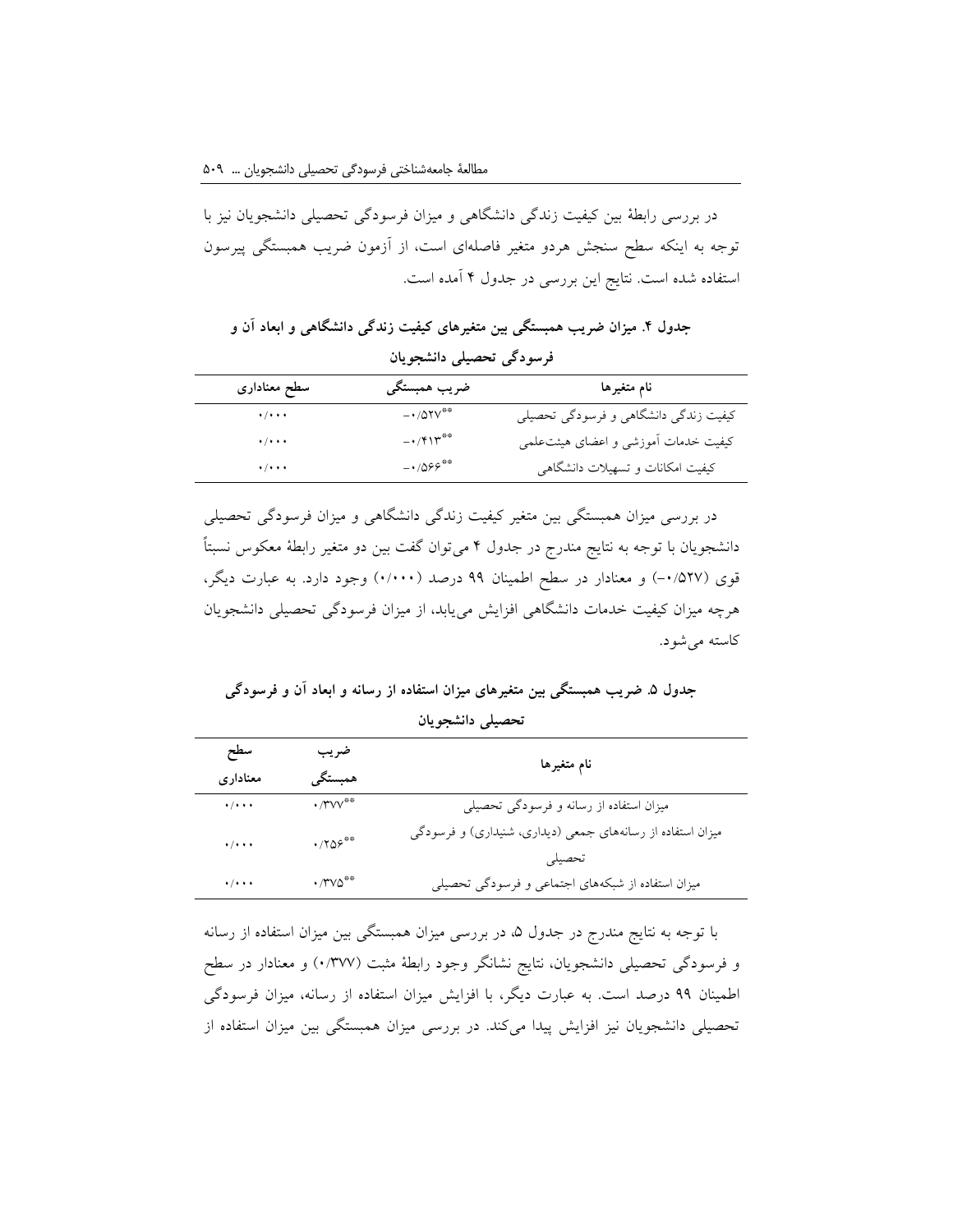در بررسی رابطهٔ بین کیفیت زندگی دانشگاهی و میزان فرسودگی تحصیلی دانشجویان نیز با توجه به اینکه سطح سنجش هردو متغیر فاصله‌ای است، از آزمون ضریب همبستگی پیرسون استفاده شده است. نتایج این بررسی در جدول ۴ آمده است.

**جدول ۴. میزان ضریب همبستگی بین متغیرهای کیفیت زندگی دانشگاهی و ابعاد آن و فرسودگی تحصیلی دانشجویان**

| نام متغیرها | ضریب همبستگی | سطح معناداری |
|---|---|---|
| کیفیت زندگی دانشگاهی و فرسودگی تحصیلی | \*\*۰/۵۲۷- | ۰/۰۰۰ |
| کیفیت خدمات آموزشی و اعضای هیئت‌علمی | \*\*۰/۴۱۳- | ۰/۰۰۰ |
| کیفیت امکانات و تسهیلات دانشگاهی | \*\*۰/۵۶۶- | ۰/۰۰۰ |

در بررسی میزان همبستگی بین متغیر کیفیت زندگی دانشگاهی و میزان فرسودگی تحصیلی دانشجویان با توجه به نتایج مندرج در جدول ۴ می‌توان گفت بین دو متغیر رابطهٔ معکوس نسبتاً قوی (۰/۵۲۷-) و معنادار در سطح اطمینان ۹۹ درصد (۰/۰۰۰) وجود دارد. به عبارت دیگر، هرچه میزان کیفیت خدمات دانشگاهی افزایش می‌یابد، از میزان فرسودگی تحصیلی دانشجویان کاسته می‌شود.

**جدول ۵. ضریب همبستگی بین متغیرهای میزان استفاده از رسانه و ابعاد آن و فرسودگی تحصیلی دانشجویان**

| نام متغیرها | ضریب همبستگی | سطح معناداری |
|---|---|---|
| میزان استفاده از رسانه و فرسودگی تحصیلی | \*\*۰/۳۷۷ | ۰/۰۰۰ |
| میزان استفاده از رسانه‌های جمعی (دیداری، شنیداری) و فرسودگی تحصیلی | \*\*۰/۲۵۶ | ۰/۰۰۰ |
| میزان استفاده از شبکه‌های اجتماعی و فرسودگی تحصیلی | \*\*۰/۳۷۵ | ۰/۰۰۰ |

با توجه به نتایج مندرج در جدول ۵، در بررسی میزان همبستگی بین میزان استفاده از رسانه و فرسودگی تحصیلی دانشجویان، نتایج نشانگر وجود رابطهٔ مثبت (۰/۳۷۷) و معنادار در سطح اطمینان ۹۹ درصد است. به عبارت دیگر، با افزایش میزان استفاده از رسانه، میزان فرسودگی تحصیلی دانشجویان نیز افزایش پیدا می‌کند. در بررسی میزان همبستگی بین میزان استفاده از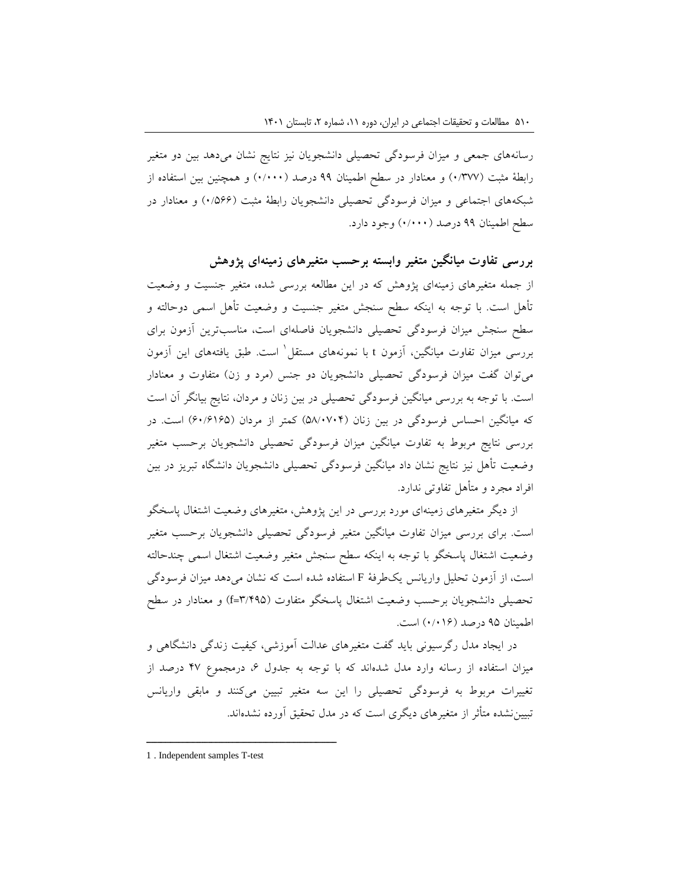رسانه‌های جمعی و میزان فرسودگی تحصیلی دانشجویان نیز نتایج نشان می‌دهد بین دو متغیر رابطهٔ مثبت (۰/۳۷۷) و معنادار در سطح اطمینان ۹۹ درصد (۰/۰۰۰) و همچنین بین استفاده از شبکه‌های اجتماعی و میزان فرسودگی تحصیلی دانشجویان رابطهٔ مثبت (۰/۵۶۶) و معنادار در سطح اطمینان ۹۹ درصد (۰/۰۰۰) وجود دارد.

## بررسی تفاوت میانگین متغیر وابسته برحسب متغیرهای زمینه‌ای پژوهش

از جمله متغیرهای زمینه‌ای پژوهش که در این مطالعه بررسی شده، متغیر جنسیت و وضعیت تأهل است. با توجه به اینکه سطح سنجش متغیر جنسیت و وضعیت تأهل اسمی دوحالته و سطح سنجش میزان فرسودگی تحصیلی دانشجویان فاصله‌ای است، مناسب‌ترین آزمون برای بررسی میزان تفاوت میانگین، آزمون t با نمونه‌های مستقل[1] است. طبق یافته‌های این آزمون می‌توان گفت میزان فرسودگی تحصیلی دانشجویان دو جنس (مرد و زن) متفاوت و معنادار است. با توجه به بررسی میانگین فرسودگی تحصیلی در بین زنان و مردان، نتایج بیانگر آن است که میانگین احساس فرسودگی در بین زنان (۵۸/۰۷۰۴) کمتر از مردان (۶۰/۶۱۶۵) است. در بررسی نتایج مربوط به تفاوت میانگین میزان فرسودگی تحصیلی دانشجویان برحسب متغیر وضعیت تأهل نیز نتایج نشان داد میانگین فرسودگی تحصیلی دانشجویان دانشگاه تبریز در بین افراد مجرد و متأهل تفاوتی ندارد.

از دیگر متغیرهای زمینه‌ای مورد بررسی در این پژوهش، متغیرهای وضعیت اشتغال پاسخگو است. برای بررسی میزان تفاوت میانگین متغیر فرسودگی تحصیلی دانشجویان برحسب متغیر وضعیت اشتغال پاسخگو با توجه به اینکه سطح سنجش متغیر وضعیت اشتغال اسمی چندحالته است، از آزمون تحلیل واریانس یک‌طرفهٔ F استفاده شده است که نشان می‌دهد میزان فرسودگی تحصیلی دانشجویان برحسب وضعیت اشتغال پاسخگو متفاوت (f=۳/۴۹۵) و معنادار در سطح اطمینان ۹۵ درصد (۰/۰۱۶) است.

در ایجاد مدل رگرسیونی باید گفت متغیرهای عدالت آموزشی، کیفیت زندگی دانشگاهی و میزان استفاده از رسانه وارد مدل شده‌اند که با توجه به جدول ۶، درمجموع ۴۷ درصد از تغییرات مربوط به فرسودگی تحصیلی را این سه متغیر تبیین می‌کنند و مابقی واریانس تبیین‌نشده متأثر از متغیرهای دیگری است که در مدل تحقیق آورده نشده‌اند.

---

1 . Independent samples T-test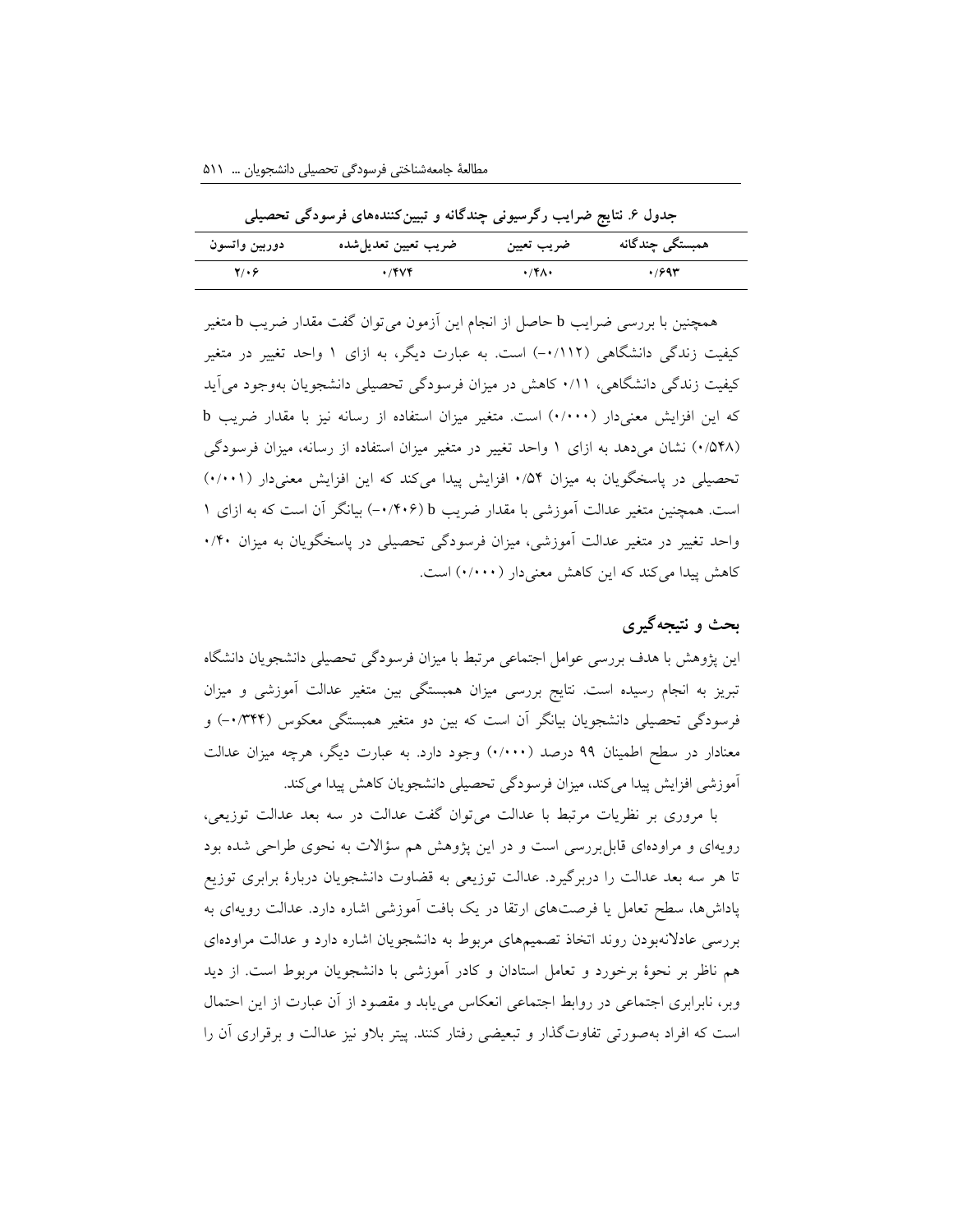**جدول ۶. نتایج ضرایب رگرسیونی چندگانه و تبیین‌کننده‌های فرسودگی تحصیلی**

| همبستگی چندگانه | ضریب تعیین | ضریب تعیین تعدیل‌شده | دوربین واتسون |
|---|---|---|---|
| ۰/۶۹۳ | ۰/۴۸۰ | ۰/۴۷۴ | ۲/۰۶ |

همچنین با بررسی ضرایب b حاصل از انجام این آزمون می‌توان گفت مقدار ضریب b متغیر کیفیت زندگی دانشگاهی (۰/۱۱۲-) است. به عبارت دیگر، به ازای ۱ واحد تغییر در متغیر کیفیت زندگی دانشگاهی، ۰/۱۱ کاهش در میزان فرسودگی تحصیلی دانشجویان به‌وجود می‌آید که این افزایش معنی‌دار (۰/۰۰۰) است. متغیر میزان استفاده از رسانه نیز با مقدار ضریب b (۰/۵۴۸) نشان می‌دهد به ازای ۱ واحد تغییر در متغیر میزان استفاده از رسانه، میزان فرسودگی تحصیلی در پاسخگویان به میزان ۰/۵۴ افزایش پیدا می‌کند که این افزایش معنی‌دار (۰/۰۰۱) است. همچنین متغیر عدالت آموزشی با مقدار ضریب b (۰/۴۰۶-) بیانگر آن است که به ازای ۱ واحد تغییر در متغیر عدالت آموزشی، میزان فرسودگی تحصیلی در پاسخگویان به میزان ۰/۴۰ کاهش پیدا می‌کند که این کاهش معنی‌دار (۰/۰۰۰) است.

## بحث و نتیجه‌گیری

این پژوهش با هدف بررسی عوامل اجتماعی مرتبط با میزان فرسودگی تحصیلی دانشجویان دانشگاه تبریز به انجام رسیده است. نتایج بررسی میزان همبستگی بین متغیر عدالت آموزشی و میزان فرسودگی تحصیلی دانشجویان بیانگر آن است که بین دو متغیر همبستگی معکوس (۰/۳۴۴-) و معنادار در سطح اطمینان ۹۹ درصد (۰/۰۰۰) وجود دارد. به عبارت دیگر، هرچه میزان عدالت آموزشی افزایش پیدا می‌کند، میزان فرسودگی تحصیلی دانشجویان کاهش پیدا می‌کند.

با مروری بر نظریات مرتبط با عدالت می‌توان گفت عدالت در سه بعد عدالت توزیعی، رویه‌ای و مراوده‌ای قابل‌بررسی است و در این پژوهش هم سؤالات به نحوی طراحی شده بود تا هر سه بعد عدالت را دربرگیرد. عدالت توزیعی به قضاوت دانشجویان دربارهٔ برابری توزیع پاداش‌ها، سطح تعامل یا فرصت‌های ارتقا در یک بافت آموزشی اشاره دارد. عدالت رویه‌ای به بررسی عادلانه‌بودن روند اتخاذ تصمیم‌های مربوط به دانشجویان اشاره دارد و عدالت مراوده‌ای هم ناظر بر نحوهٔ برخورد و تعامل استادان و کادر آموزشی با دانشجویان مربوط است. از دید وبر، نابرابری اجتماعی در روابط اجتماعی انعکاس می‌یابد و مقصود از آن عبارت از این احتمال است که افراد به‌صورتی تفاوت‌گذار و تبعیضی رفتار کنند. پیتر بلاو نیز عدالت و برقراری آن را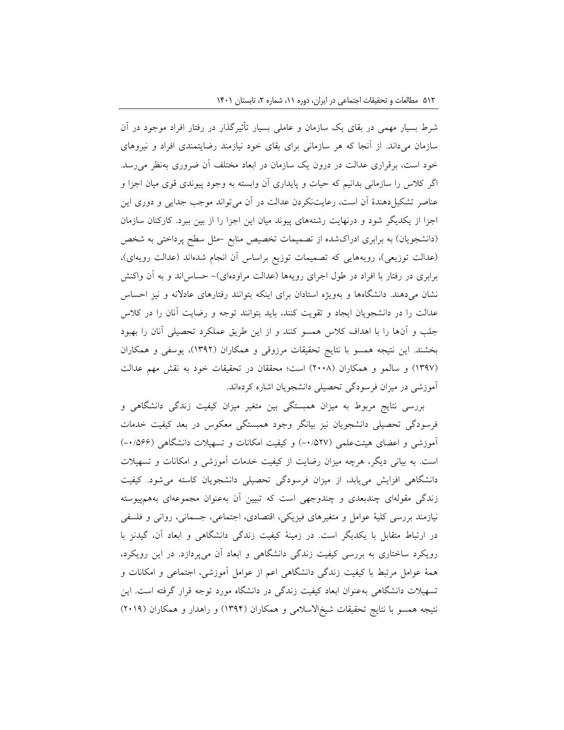شرط بسیار مهمی در بقای یک سازمان و عاملی بسیار تأثیرگذار در رفتار افراد موجود در آن سازمان می‌داند. از آنجا که هر سازمانی برای بقای خود نیازمند رضایتمندی افراد و نیروهای خود است، برقراری عدالت در درون یک سازمان در ابعاد مختلف آن ضروری به‌نظر می‌رسد. اگر کلاس را سازمانی بدانیم که حیات و پایداری آن وابسته به وجود پیوندی قوی میان اجزا و عناصر تشکیل‌دهندهٔ آن است، رعایت‌نکردن عدالت در آن می‌تواند موجب جدایی و دوری این اجزا از یکدیگر شود و درنهایت رشته‌های پیوند میان این اجزا را از بین ببرد. کارکنان سازمان (دانشجویان) به برابری ادراک‌شده از تصمیمات تخصیص منابع –مثل سطح پرداختی به شخص (عدالت توزیعی)، رویه‌هایی که تصمیمات توزیع براساس آن انجام شده‌اند (عدالت رویه‌ای)، برابری در رفتار با افراد در طول اجرای رویه‌ها (عدالت مراوده‌ای)– حساس‌اند و به آن واکنش نشان می‌دهند. دانشگاه‌ها و به‌ویژه استادان برای اینکه بتوانند رفتارهای عادلانه و نیز احساس عدالت را در دانشجویان ایجاد و تقویت کنند، باید بتوانند توجه و رضایت آنان را در کلاس جلب و آن‌ها را با اهداف کلاس همسو کنند و از این طریق عملکرد تحصیلی آنان را بهبود بخشند. این نتیجه همسو با نتایج تحقیقات مرزوقی و همکاران (۱۳۹۲)، یوسفی و همکاران (۱۳۹۷) و سالمو و همکاران (۲۰۰۸) است؛ محققان در تحقیقات خود به نقش مهم عدالت آموزشی در میزان فرسودگی تحصیلی دانشجویان اشاره کرده‌اند.

بررسی نتایج مربوط به میزان همبستگی بین متغیر میزان کیفیت زندگی دانشگاهی و فرسودگی تحصیلی دانشجویان نیز بیانگر وجود همبستگی معکوس در بعد کیفیت خدمات آموزشی و اعضای هیئت‌علمی (۰/۵۲۷-) و کیفیت امکانات و تسهیلات دانشگاهی (۰/۵۶۶-) است. به بیانی دیگر، هرچه میزان رضایت از کیفیت خدمات آموزشی و امکانات و تسهیلات دانشگاهی افزایش می‌یابد، از میزان فرسودگی تحصیلی دانشجویان کاسته می‌شود. کیفیت زندگی مقوله‌ای چندبعدی و چندوجهی است که تبیین آن به‌عنوان مجموعه‌ای به‌هم‌پیوسته نیازمند بررسی کلیهٔ عوامل و متغیرهای فیزیکی، اقتصادی، اجتماعی، جسمانی، روانی و فلسفی در ارتباط متقابل با یکدیگر است. در زمینهٔ کیفیت زندگی دانشگاهی و ابعاد آن، گیدنز با رویکرد ساختاری به بررسی کیفیت زندگی دانشگاهی و ابعاد آن می‌پردازد. در این رویکرد، همهٔ عوامل مرتبط با کیفیت زندگی دانشگاهی اعم از عوامل آموزشی، اجتماعی و امکانات و تسهیلات دانشگاهی به‌عنوان ابعاد کیفیت زندگی در دانشگاه مورد توجه قرار گرفته است. این نتیجه همسو با نتایج تحقیقات شیخ‌الاسلامی و همکاران (۱۳۹۴) و راهدار و همکاران (۲۰۱۹)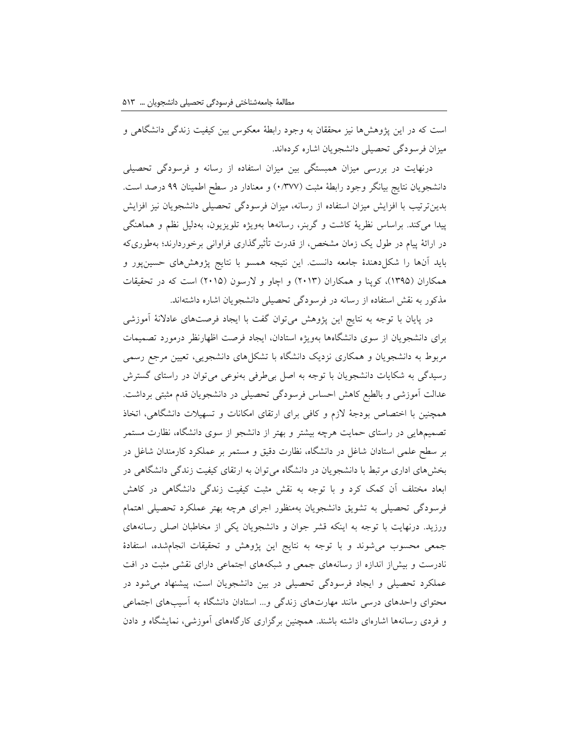است که در این پژوهش‌ها نیز محققان به وجود رابطهٔ معکوس بین کیفیت زندگی دانشگاهی و میزان فرسودگی تحصیلی دانشجویان اشاره کرده‌اند.

درنهایت در بررسی میزان همبستگی بین میزان استفاده از رسانه و فرسودگی تحصیلی دانشجویان نتایج بیانگر وجود رابطهٔ مثبت (۰/۳۷۷) و معنادار در سطح اطمینان ۹۹ درصد است. بدین‌ترتیب با افزایش میزان استفاده از رسانه، میزان فرسودگی تحصیلی دانشجویان نیز افزایش پیدا می‌کند. براساس نظریهٔ کاشت و گربنر، رسانه‌ها به‌ویژه تلویزیون، به‌دلیل نظم و هماهنگی در ارائهٔ پیام در طول یک زمان مشخص، از قدرت تأثیرگذاری فراوانی برخوردارند؛ به‌طوری‌که باید آن‌ها را شکل‌دهندهٔ جامعه دانست. این نتیجه همسو با نتایج پژوهش‌های حسین‌پور و همکاران (۱۳۹۵)، کوپنا و همکاران (۲۰۱۳) و اچاو و لارسون (۲۰۱۵) است که در تحقیقات مذکور به نقش استفاده از رسانه در فرسودگی تحصیلی دانشجویان اشاره داشته‌اند.

در پایان با توجه به نتایج این پژوهش می‌توان گفت با ایجاد فرصت‌های عادلانهٔ آموزشی برای دانشجویان از سوی دانشگاه‌ها به‌ویژه استادان، ایجاد فرصت اظهارنظر درمورد تصمیمات مربوط به دانشجویان و همکاری نزدیک دانشگاه با تشکل‌های دانشجویی، تعیین مرجع رسمی رسیدگی به شکایات دانشجویان با توجه به اصل بی‌طرفی به‌نوعی می‌توان در راستای گسترش عدالت آموزشی و بالطبع کاهش احساس فرسودگی تحصیلی در دانشجویان قدم مثبتی برداشت. همچنین با اختصاص بودجهٔ لازم و کافی برای ارتقای امکانات و تسهیلات دانشگاهی، اتخاذ تصمیم‌هایی در راستای حمایت هرچه بیشتر و بهتر از دانشجو از سوی دانشگاه، نظارت مستمر بر سطح علمی استادان شاغل در دانشگاه، نظارت دقیق و مستمر بر عملکرد کارمندان شاغل در بخش‌های اداری مرتبط با دانشجویان در دانشگاه می‌توان به ارتقای کیفیت زندگی دانشگاهی در ابعاد مختلف آن کمک کرد و با توجه به نقش مثبت کیفیت زندگی دانشگاهی در کاهش فرسودگی تحصیلی به تشویق دانشجویان به‌منظور اجرای هرچه بهتر عملکرد تحصیلی اهتمام ورزید. درنهایت با توجه به اینکه قشر جوان و دانشجویان یکی از مخاطبان اصلی رسانه‌های جمعی محسوب می‌شوند و با توجه به نتایج این پژوهش و تحقیقات انجام‌شده، استفادهٔ نادرست و بیش‌از اندازه از رسانه‌های جمعی و شبکه‌های اجتماعی دارای نقشی مثبت در افت عملکرد تحصیلی و ایجاد فرسودگی تحصیلی در بین دانشجویان است، پیشنهاد می‌شود در محتوای واحدهای درسی مانند مهارت‌های زندگی و... استادان دانشگاه به آسیب‌های اجتماعی و فردی رسانه‌ها اشاره‌ای داشته باشند. همچنین برگزاری کارگاه‌های آموزشی، نمایشگاه و دادن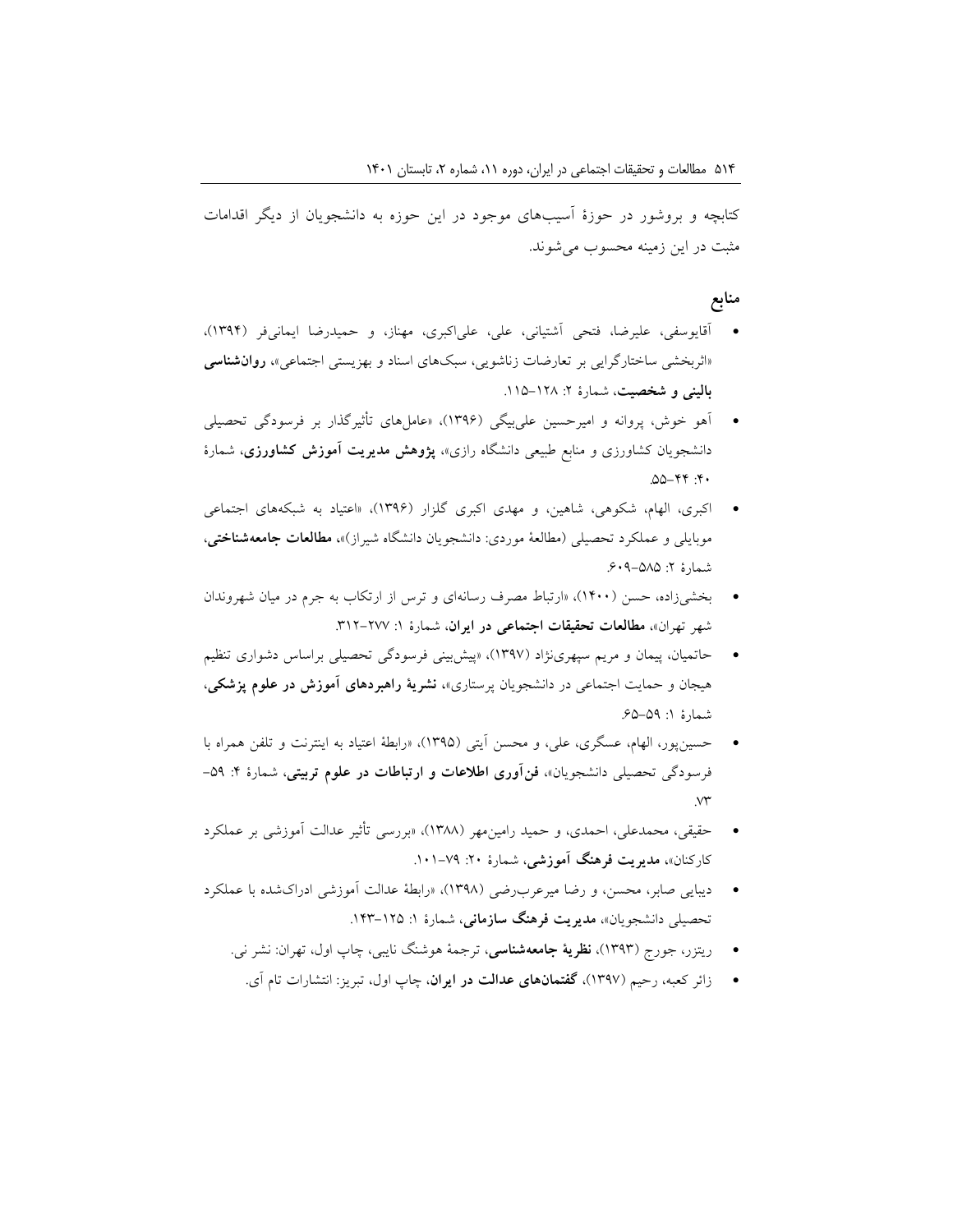کتابچه و بروشور در حوزهٔ آسیب‌های موجود در این حوزه به دانشجویان از دیگر اقدامات مثبت در این زمینه محسوب می‌شوند.

## منابع

- آقایوسفی، علیرضا، فتحی آشتیانی، علی، علی‌اکبری، مهناز، و حمیدرضا ایمانی‌فر (۱۳۹۴)، «اثربخشی ساختارگرایی بر تعارضات زناشویی، سبک‌های اسناد و بهزیستی اجتماعی»، **روان‌شناسی بالینی و شخصیت**، شمارهٔ ۲: ۱۲۸–۱۱۵.
- آهو خوش، پروانه و امیرحسین علی‌بیگی (۱۳۹۶)، «عامل‌های تأثیرگذار بر فرسودگی تحصیلی دانشجویان کشاورزی و منابع طبیعی دانشگاه رازی»، **پژوهش مدیریت آموزش کشاورزی**، شمارهٔ ۴۰: ۵۵–۴۴.
- اکبری، الهام، شکوهی، شاهین، و مهدی اکبری گلزار (۱۳۹۶)، «اعتیاد به شبکه‌های اجتماعی موبایلی و عملکرد تحصیلی (مطالعهٔ موردی: دانشجویان دانشگاه شیراز)»، **مطالعات جامعه‌شناختی**، شمارهٔ ۲: ۵۸۵–۶۰۹.
- بخشی‌زاده، حسن (۱۴۰۰)، «ارتباط مصرف رسانه‌ای و ترس از ارتکاب به جرم در میان شهروندان شهر تهران»، **مطالعات تحقیقات اجتماعی در ایران**، شمارهٔ ۱: ۲۷۷–۳۱۲.
- حاتمیان، پیمان و مریم سپهری‌نژاد (۱۳۹۷)، «پیش‌بینی فرسودگی تحصیلی براساس دشواری تنظیم هیجان و حمایت اجتماعی در دانشجویان پرستاری»، **نشریهٔ راهبردهای آموزش در علوم پزشکی**، شمارهٔ ۱: ۵۹–۶۵.
- حسین‌پور، الهام، عسگری، علی، و محسن آیتی (۱۳۹۵)، «رابطهٔ اعتیاد به اینترنت و تلفن همراه با فرسودگی تحصیلی دانشجویان»، **فن‌آوری اطلاعات و ارتباطات در علوم تربیتی**، شمارهٔ ۴: ۵۹–۷۳.
- حقیقی، محمدعلی، احمدی، و حمید رامین‌مهر (۱۳۸۸)، «بررسی تأثیر عدالت آموزشی بر عملکرد کارکنان»، **مدیریت فرهنگ آموزشی**، شمارهٔ ۲۰: ۷۹–۱۰۱.
- دیبایی صابر، محسن، و رضا میرعرب‌رضی (۱۳۹۸)، «رابطهٔ عدالت آموزشی ادراک‌شده با عملکرد تحصیلی دانشجویان»، **مدیریت فرهنگ سازمانی**، شمارهٔ ۱: ۱۲۵–۱۴۳.
- ریتزر، جورج (۱۳۹۳)، **نظریهٔ جامعه‌شناسی**، ترجمهٔ هوشنگ نایبی، چاپ اول، تهران: نشر نی.
- زائر کعبه، رحیم (۱۳۹۷)، **گفتمان‌های عدالت در ایران**، چاپ اول، تبریز: انتشارات تام آی.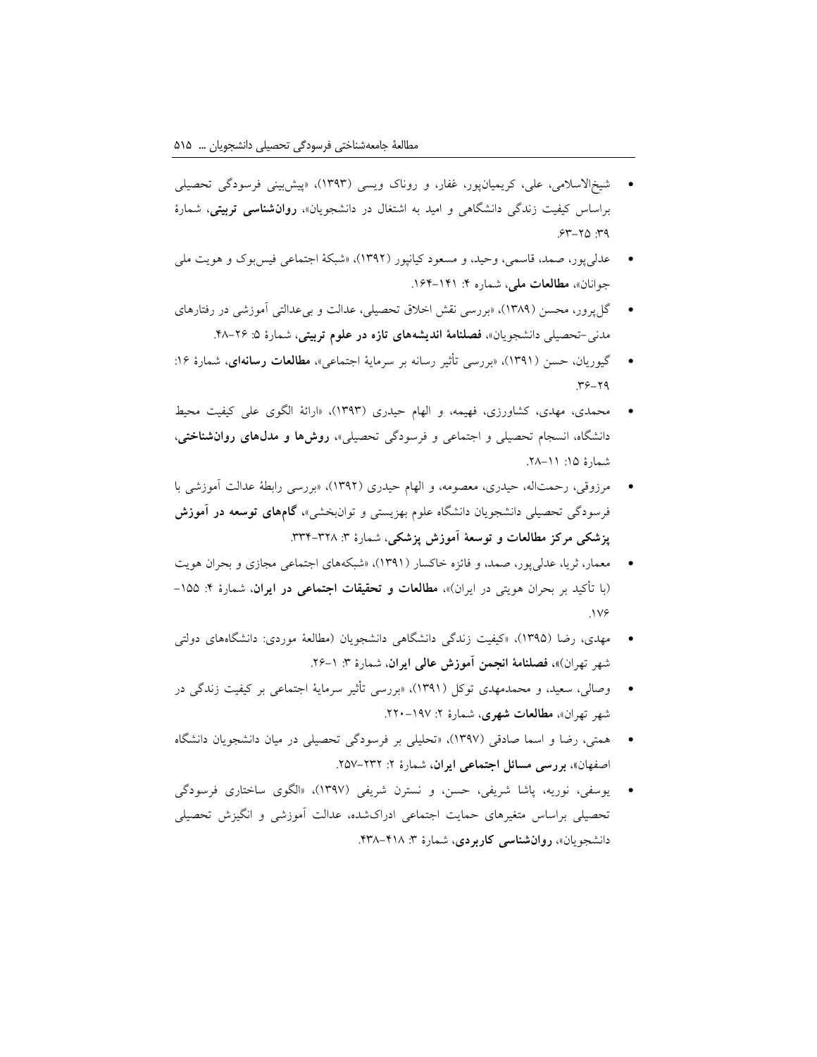- شیخ‌الاسلامی، علی، کریمیان‌پور، غفار، و روناک ویسی (۱۳۹۳)، «پیش‌بینی فرسودگی تحصیلی براساس کیفیت زندگی دانشگاهی و امید به اشتغال در دانشجویان»، **روان‌شناسی تربیتی**، شمارهٔ ۳۹: ۲۵–۶۳.
- عدلی‌پور، صمد، قاسمی، وحید، و مسعود کیانپور (۱۳۹۲)، «شبکهٔ اجتماعی فیس‌بوک و هویت ملی جوانان»، **مطالعات ملی**، شماره ۴: ۱۴۱–۱۶۴.
- گل‌پرور، محسن (۱۳۸۹)، «بررسی نقش اخلاق تحصیلی، عدالت و بی‌عدالتی آموزشی در رفتارهای مدنی–تحصیلی دانشجویان»، **فصلنامهٔ اندیشه‌های تازه در علوم تربیتی**، شمارهٔ ۵: ۲۶–۴۸.
- گیوریان، حسن (۱۳۹۱)، «بررسی تأثیر رسانه بر سرمایهٔ اجتماعی»، **مطالعات رسانه‌ای**، شمارهٔ ۱۶: ۲۹–۳۶.
- محمدی، مهدی، کشاورزی، فهیمه، و الهام حیدری (۱۳۹۳)، «ارائهٔ الگوی علی کیفیت محیط دانشگاه، انسجام تحصیلی و اجتماعی و فرسودگی تحصیلی»، **روش‌ها و مدل‌های روان‌شناختی**، شمارهٔ ۱۵: ۱۱–۲۸.
- مرزوقی، رحمت‌اله، حیدری، معصومه، و الهام حیدری (۱۳۹۲)، «بررسی رابطهٔ عدالت آموزشی با فرسودگی تحصیلی دانشجویان دانشگاه علوم بهزیستی و توانبخشی»، **گام‌های توسعه در آموزش پزشکی مرکز مطالعات و توسعهٔ آموزش پزشکی**، شمارهٔ ۳: ۳۲۸–۳۳۴.
- معمار، ثریا، عدلی‌پور، صمد، و فائزه خاکسار (۱۳۹۱)، «شبکه‌های اجتماعی مجازی و بحران هویت (با تأکید بر بحران هویتی در ایران)»، **مطالعات و تحقیقات اجتماعی در ایران**، شمارهٔ ۴: ۱۵۵–۱۷۶.
- مهدی، رضا (۱۳۹۵)، «کیفیت زندگی دانشگاهی دانشجویان (مطالعهٔ موردی: دانشگاه‌های دولتی شهر تهران)»، **فصلنامهٔ انجمن آموزش عالی ایران**، شمارهٔ ۳: ۱–۲۶.
- وصالی، سعید، و محمدمهدی توکل (۱۳۹۱)، «بررسی تأثیر سرمایهٔ اجتماعی بر کیفیت زندگی در شهر تهران»، **مطالعات شهری**، شمارهٔ ۲: ۱۹۷–۲۲۰.
- همتی، رضا و اسما صادقی (۱۳۹۷)، «تحلیلی بر فرسودگی تحصیلی در میان دانشجویان دانشگاه اصفهان»، **بررسی مسائل اجتماعی ایران**، شمارهٔ ۲: ۲۳۲–۲۵۷.
- یوسفی، نوریه، پاشا شریفی، حسن، و نسترن شریفی (۱۳۹۷)، «الگوی ساختاری فرسودگی تحصیلی براساس متغیرهای حمایت اجتماعی ادراک‌شده، عدالت آموزشی و انگیزش تحصیلی دانشجویان»، **روان‌شناسی کاربردی**، شمارهٔ ۳: ۴۱۸–۴۳۸.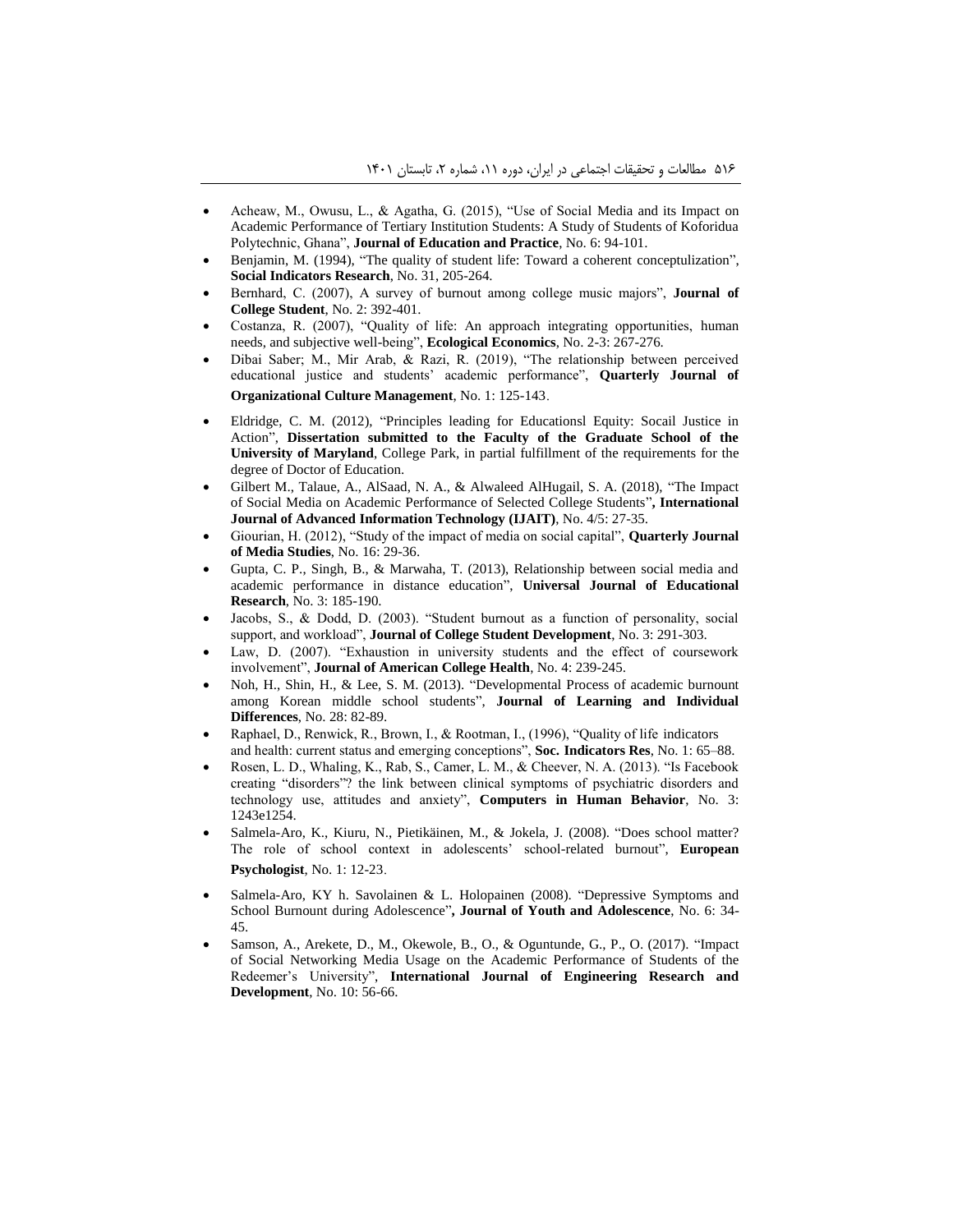- Acheaw, M., Owusu, L., & Agatha, G. (2015), "Use of Social Media and its Impact on Academic Performance of Tertiary Institution Students: A Study of Students of Koforidua Polytechnic, Ghana", **Journal of Education and Practice**, No. 6: 94-101.
- Benjamin, M. (1994), "The quality of student life: Toward a coherent conceptulization", **Social Indicators Research**, No. 31, 205-264.
- Bernhard, C. (2007), A survey of burnout among college music majors", **Journal of College Student**, No. 2: 392-401.
- Costanza, R. (2007), "Quality of life: An approach integrating opportunities, human needs, and subjective well-being", **Ecological Economics**, No. 2-3: 267-276.
- Dibai Saber; M., Mir Arab, & Razi, R. (2019), "The relationship between perceived educational justice and students' academic performance", **Quarterly Journal of Organizational Culture Management**, No. 1: 125-143.
- Eldridge, C. M. (2012), "Principles leading for Educationsl Equity: Socail Justice in Action", **Dissertation submitted to the Faculty of the Graduate School of the University of Maryland**, College Park, in partial fulfillment of the requirements for the degree of Doctor of Education.
- Gilbert M., Talaue, A., AlSaad, N. A., & Alwaleed AlHugail, S. A. (2018), "The Impact of Social Media on Academic Performance of Selected College Students"**, International Journal of Advanced Information Technology (IJAIT)**, No. 4/5: 27-35.
- Giourian, H. (2012), "Study of the impact of media on social capital", **Quarterly Journal of Media Studies**, No. 16: 29-36.
- Gupta, C. P., Singh, B., & Marwaha, T. (2013), Relationship between social media and academic performance in distance education", **Universal Journal of Educational Research**, No. 3: 185-190.
- Jacobs, S., & Dodd, D. (2003). "Student burnout as a function of personality, social support, and workload", **Journal of College Student Development**, No. 3: 291-303.
- Law, D. (2007). "Exhaustion in university students and the effect of coursework involvement", **Journal of American College Health**, No. 4: 239-245.
- Noh, H., Shin, H., & Lee, S. M. (2013). "Developmental Process of academic burnout among Korean middle school students", **Journal of Learning and Individual Differences**, No. 28: 82-89.
- Raphael, D., Renwick, R., Brown, I., & Rootman, I., (1996), "Quality of life indicators and health: current status and emerging conceptions", **Soc. Indicators Res**, No. 1: 65–88.
- Rosen, L. D., Whaling, K., Rab, S., Camer, L. M., & Cheever, N. A. (2013). "Is Facebook creating "disorders"? the link between clinical symptoms of psychiatric disorders and technology use, attitudes and anxiety", **Computers in Human Behavior**, No. 3: 1243e1254.
- Salmela-Aro, K., Kiuru, N., Pietikäinen, M., & Jokela, J. (2008). "Does school matter? The role of school context in adolescents' school-related burnout", **European Psychologist**, No. 1: 12-23.
- Salmela-Aro, KY h. Savolainen & L. Holopainen (2008). "Depressive Symptoms and School Burnout during Adolescence"**, Journal of Youth and Adolescence**, No. 6: 34-45.
- Samson, A., Arekete, D., M., Okewole, B., O., & Oguntunde, G., P., O. (2017). "Impact of Social Networking Media Usage on the Academic Performance of Students of the Redeemer's University", **International Journal of Engineering Research and Development**, No. 10: 56-66.